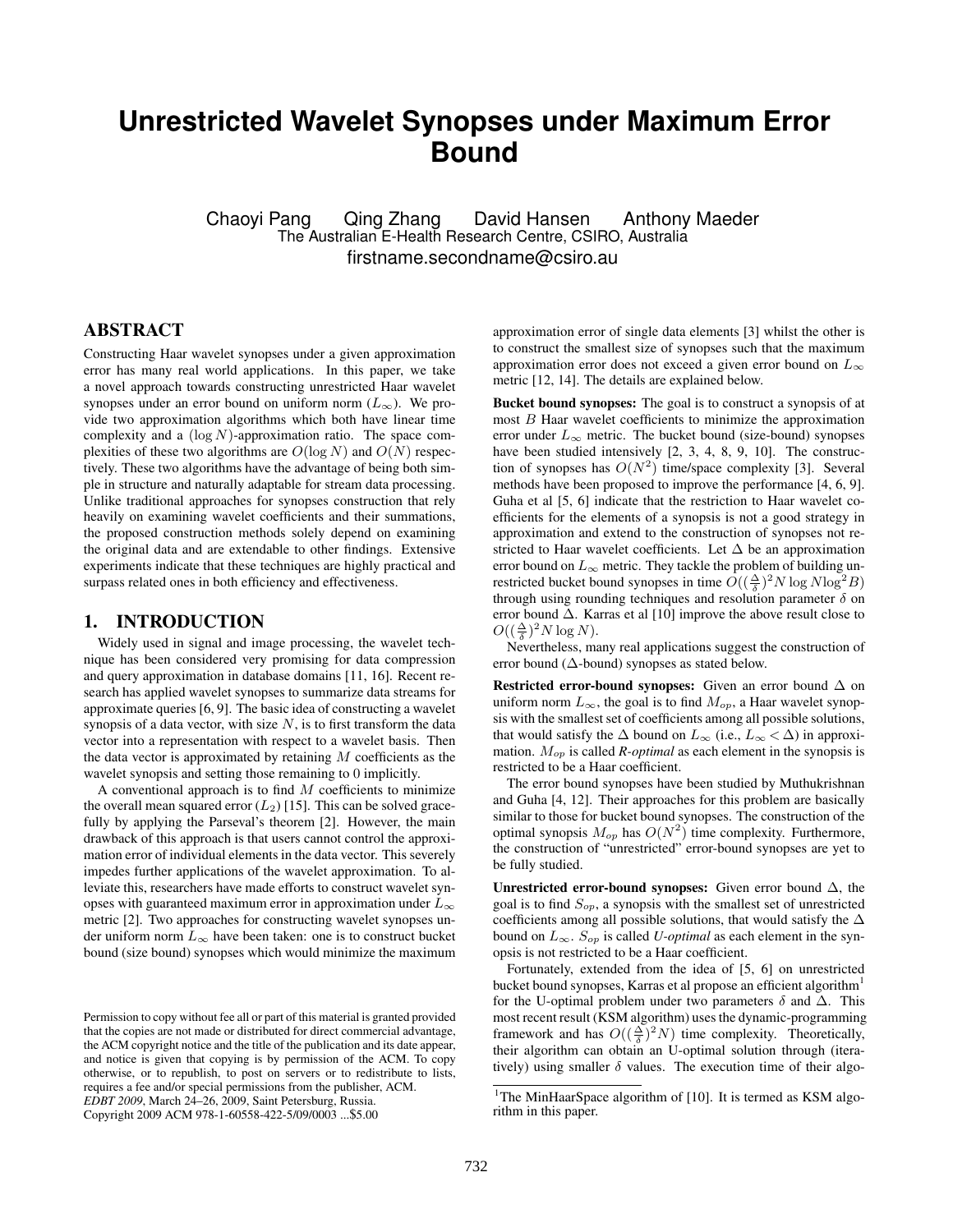# Unrestricted Wavelet Synopses under Maximum Error Bound

Chaoyi Pang Qing Zhang David Hansen Anthony Maeder

The Australian E-Health Research Centre, CSIRO, Australia

firstname.secondname@csiro.au

## ABSTRACT

Constructing Haar wavelet synopses under a given approximation error has many real world applications. In this paper, we take a novel approach towards constructing unrestricted Haar wavelet synopses under an error bound on uniform norm ($L_\infty$). We provide two approximation algorithms which both have linear time complexity and a $(\log N)$-approximation ratio. The space complexities of these two algorithms are $O(\log N)$ and $O(N)$ respectively. These two algorithms have the advantage of being both simple in structure and naturally adaptable for stream data processing. Unlike traditional approaches for synopses construction that rely heavily on examining wavelet coefficients and their summations, the proposed construction methods solely depend on examining the original data and are extendable to other findings. Extensive experiments indicate that these techniques are highly practical and surpass related ones in both efficiency and effectiveness.

## 1. INTRODUCTION

Widely used in signal and image processing, the wavelet technique has been considered very promising for data compression and query approximation in database domains [11, 16]. Recent research has applied wavelet synopses to summarize data streams for approximate queries [6, 9]. The basic idea of constructing a wavelet synopsis of a data vector, with size $N$, is to first transform the data vector into a representation with respect to a wavelet basis. Then the data vector is approximated by retaining $M$ coefficients as the wavelet synopsis and setting those remaining to 0 implicitly.

A conventional approach is to find $M$ coefficients to minimize the overall mean squared error ($L_2$) [15]. This can be solved gracefully by applying the Parseval's theorem [2]. However, the main drawback of this approach is that users cannot control the approximation error of individual elements in the data vector. This severely impedes further applications of the wavelet approximation. To alleviate this, researchers have made efforts to construct wavelet synopses with guaranteed maximum error in approximation under $L_\infty$ metric [2]. Two approaches for constructing wavelet synopses under uniform norm $L_\infty$ have been taken: one is to construct bucket bound (size bound) synopses which would minimize the maximum approximation error of single data elements [3] whilst the other is to construct the smallest size of synopses such that the maximum approximation error does not exceed a given error bound on $L_\infty$ metric [12, 14]. The details are explained below.

**Bucket bound synopses:** The goal is to construct a synopsis of at most $B$ Haar wavelet coefficients to minimize the approximation error under $L_\infty$ metric. The bucket bound (size-bound) synopses have been studied intensively [2, 3, 4, 8, 9, 10]. The construction of synopses has $O(N^2)$ time/space complexity [3]. Several methods have been proposed to improve the performance [4, 6, 9]. Guha et al [5, 6] indicate that the restriction to Haar wavelet coefficients for the elements of a synopsis is not a good strategy in approximation and extend to the construction of synopses not restricted to Haar wavelet coefficients. Let $\Delta$ be an approximation error bound on $L_\infty$ metric. They tackle the problem of building unrestricted bucket bound synopses in time $O((\frac{\Delta}{\delta})^2 N \log N \log^2 B)$ through using rounding techniques and resolution parameter $\delta$ on error bound $\Delta$. Karras et al [10] improve the above result close to $O((\frac{\Delta}{\delta})^2 N \log N)$.

Nevertheless, many real applications suggest the construction of error bound ($\Delta$-bound) synopses as stated below.

**Restricted error-bound synopses:** Given an error bound $\Delta$ on uniform norm $L_\infty$, the goal is to find $M_{op}$, a Haar wavelet synopsis with the smallest set of coefficients among all possible solutions, that would satisfy the $\Delta$ bound on $L_\infty$ (i.e., $L_\infty < \Delta$) in approximation. $M_{op}$ is called ***R-optimal*** as each element in the synopsis is restricted to be a Haar coefficient.

The error bound synopses have been studied by Muthukrishnan and Guha [4, 12]. Their approaches for this problem are basically similar to those for bucket bound synopses. The construction of the optimal synopsis $M_{op}$ has $O(N^2)$ time complexity. Furthermore, the construction of "unrestricted" error-bound synopses are yet to be fully studied.

**Unrestricted error-bound synopses:** Given error bound $\Delta$, the goal is to find $S_{op}$, a synopsis with the smallest set of unrestricted coefficients among all possible solutions, that would satisfy the $\Delta$ bound on $L_\infty$. $S_{op}$ is called ***U-optimal*** as each element in the synopsis is not restricted to be a Haar coefficient.

Fortunately, extended from the idea of [5, 6] on unrestricted bucket bound synopses, Karras et al propose an efficient algorithm[1] for the U-optimal problem under two parameters $\delta$ and $\Delta$. This most recent result (KSM algorithm) uses the dynamic-programming framework and has $O((\frac{\Delta}{\delta})^2 N)$ time complexity. Theoretically, their algorithm can obtain an U-optimal solution through (iteratively) using smaller $\delta$ values. The execution time of their algo-

[1]The MinHaarSpace algorithm of [10]. It is termed as KSM algorithm in this paper.

Permission to copy without fee all or part of this material is granted provided that the copies are not made or distributed for direct commercial advantage, the ACM copyright notice and the title of the publication and its date appear, and notice is given that copying is by permission of the ACM. To copy otherwise, or to republish, to post on servers or to redistribute to lists, requires a fee and/or special permissions from the publisher, ACM.
*EDBT 2009*, March 24–26, 2009, Saint Petersburg, Russia.
Copyright 2009 ACM 978-1-60558-422-5/09/0003 ...$5.00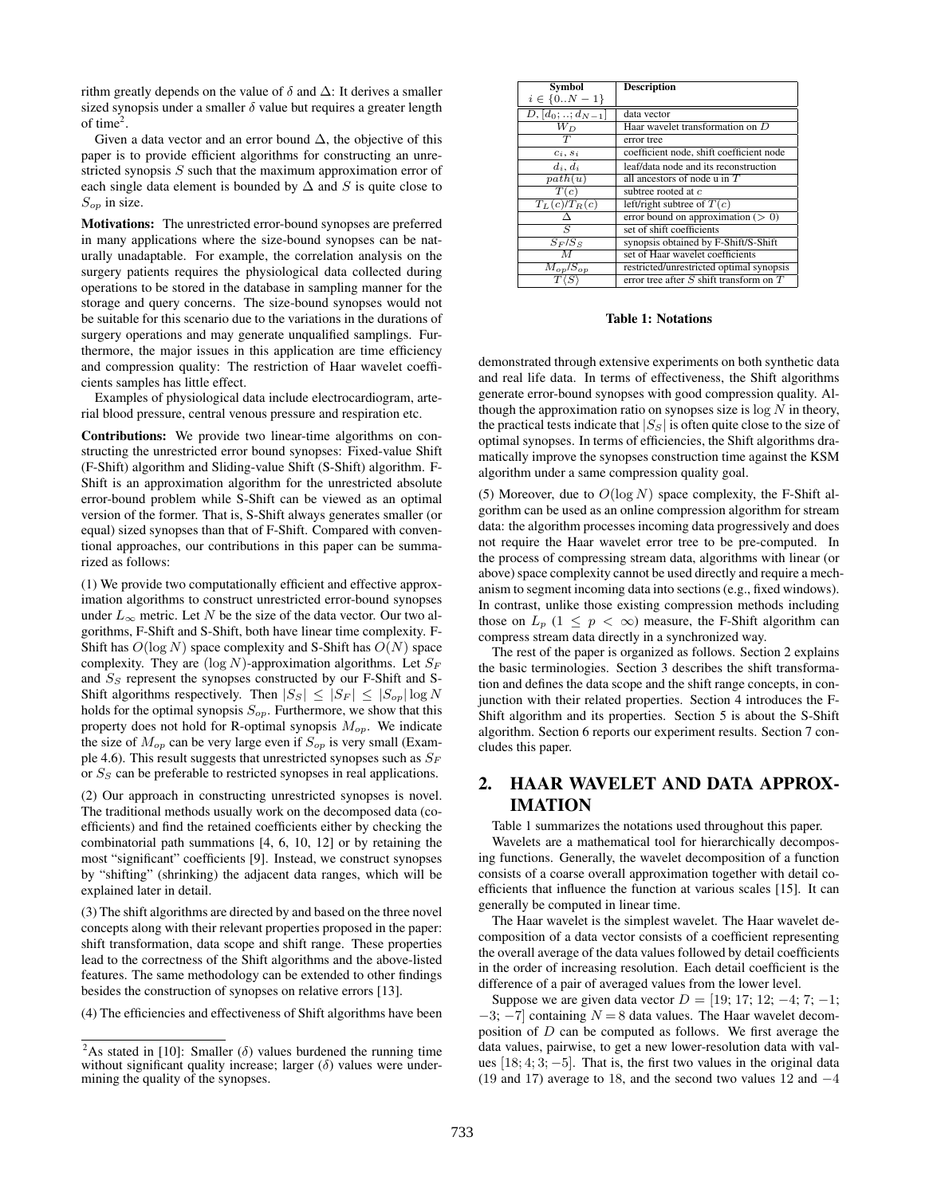rithm greatly depends on the value of $\delta$ and $\Delta$: It derives a smaller sized synopsis under a smaller $\delta$ value but requires a greater length of time[2].

Given a data vector and an error bound $\Delta$, the objective of this paper is to provide efficient algorithms for constructing an unrestricted synopsis $S$ such that the maximum approximation error of each single data element is bounded by $\Delta$ and $S$ is quite close to $S_{op}$ in size.

**Motivations:** The unrestricted error-bound synopses are preferred in many applications where the size-bound synopses can be naturally unadaptable. For example, the correlation analysis on the surgery patients requires the physiological data collected during operations to be stored in the database in sampling manner for the storage and query concerns. The size-bound synopses would not be suitable for this scenario due to the variations in the durations of surgery operations and may generate unqualified samplings. Furthermore, the major issues in this application are time efficiency and compression quality: The restriction of Haar wavelet coefficients samples has little effect.

Examples of physiological data include electrocardiogram, arterial blood pressure, central venous pressure and respiration etc.

**Contributions:** We provide two linear-time algorithms on constructing the unrestricted error bound synopses: Fixed-value Shift (F-Shift) algorithm and Sliding-value Shift (S-Shift) algorithm. F-Shift is an approximation algorithm for the unrestricted absolute error-bound problem while S-Shift can be viewed as an optimal version of the former. That is, S-Shift always generates smaller (or equal) sized synopses than that of F-Shift. Compared with conventional approaches, our contributions in this paper can be summarized as follows:

(1) We provide two computationally efficient and effective approximation algorithms to construct unrestricted error-bound synopses under $L_\infty$ metric. Let $N$ be the size of the data vector. Our two algorithms, F-Shift and S-Shift, both have linear time complexity. F-Shift has $O(\log N)$ space complexity and S-Shift has $O(N)$ space complexity. They are $(\log N)$-approximation algorithms. Let $S_F$ and $S_S$ represent the synopses constructed by our F-Shift and S-Shift algorithms respectively. Then $|S_S| \leq |S_F| \leq |S_{op}| \log N$ holds for the optimal synopsis $S_{op}$. Furthermore, we show that this property does not hold for R-optimal synopsis $M_{op}$. We indicate the size of $M_{op}$ can be very large even if $S_{op}$ is very small (Example 4.6). This result suggests that unrestricted synopses such as $S_F$ or $S_S$ can be preferable to restricted synopses in real applications.

(2) Our approach in constructing unrestricted synopses is novel. The traditional methods usually work on the decomposed data (coefficients) and find the retained coefficients either by checking the combinatorial path summations [4, 6, 10, 12] or by retaining the most "significant" coefficients [9]. Instead, we construct synopses by "shifting" (shrinking) the adjacent data ranges, which will be explained later in detail.

(3) The shift algorithms are directed by and based on the three novel concepts along with their relevant properties proposed in the paper: shift transformation, data scope and shift range. These properties lead to the correctness of the Shift algorithms and the above-listed features. The same methodology can be extended to other findings besides the construction of synopses on relative errors [13].

(4) The efficiencies and effectiveness of Shift algorithms have been demonstrated through extensive experiments on both synthetic data and real life data. In terms of effectiveness, the Shift algorithms generate error-bound synopses with good compression quality. Although the approximation ratio on synopses size is $\log N$ in theory, the practical tests indicate that $|S_S|$ is often quite close to the size of optimal synopses. In terms of efficiencies, the Shift algorithms dramatically improve the synopses construction time against the KSM algorithm under a same compression quality goal.

(5) Moreover, due to $O(\log N)$ space complexity, the F-Shift algorithm can be used as an online compression algorithm for stream data: the algorithm processes incoming data progressively and does not require the Haar wavelet error tree to be pre-computed. In the process of compressing stream data, algorithms with linear (or above) space complexity cannot be used directly and require a mechanism to segment incoming data into sections (e.g., fixed windows). In contrast, unlike those existing compression methods including those on $L_p$ ($1 \leq p < \infty$) measure, the F-Shift algorithm can compress stream data directly in a synchronized way.

The rest of the paper is organized as follows. Section 2 explains the basic terminologies. Section 3 describes the shift transformation and defines the data scope and the shift range concepts, in conjunction with their related properties. Section 4 introduces the F-Shift algorithm and its properties. Section 5 is about the S-Shift algorithm. Section 6 reports our experiment results. Section 7 concludes this paper.

| Symbol $i \in \{0..N-1\}$ | Description |
|---|---|
| $D, [d_0; ..; d_{N-1}]$ | data vector |
| $W_D$ | Haar wavelet transformation on $D$ |
| $T$ | error tree |
| $c_i$, $s_i$ | coefficient node, shift coefficient node |
| $d_i$, $\hat{d}_i$ | leaf/data node and its reconstruction |
| $path(u)$ | all ancestors of node u in $T$ |
| $T(c)$ | subtree rooted at $c$ |
| $T_L(c)/T_R(c)$ | left/right subtree of $T(c)$ |
| $\Delta$ | error bound on approximation ($> 0$) |
| $S$ | set of shift coefficients |
| $S_F/S_S$ | synopsis obtained by F-Shift/S-Shift |
| $M$ | set of Haar wavelet coefficients |
| $M_{op}/S_{op}$ | restricted/unrestricted optimal synopsis |
| $T\langle S\rangle$ | error tree after $S$ shift transform on $T$ |

**Table 1: Notations**

## 2. HAAR WAVELET AND DATA APPROXIMATION

Table 1 summarizes the notations used throughout this paper.

Wavelets are a mathematical tool for hierarchically decomposing functions. Generally, the wavelet decomposition of a function consists of a coarse overall approximation together with detail coefficients that influence the function at various scales [15]. It can generally be computed in linear time.

The Haar wavelet is the simplest wavelet. The Haar wavelet decomposition of a data vector consists of a coefficient representing the overall average of the data values followed by detail coefficients in the order of increasing resolution. Each detail coefficient is the difference of a pair of averaged values from the lower level.

Suppose we are given data vector $D = [19; 17; 12; -4; 7; -1; -3; -7]$ containing $N = 8$ data values. The Haar wavelet decomposition of $D$ can be computed as follows. We first average the data values, pairwise, to get a new lower-resolution data with values $[18; 4; 3; -5]$. That is, the first two values in the original data (19 and 17) average to 18, and the second two values 12 and $-4$

[2]As stated in [10]: Smaller ($\delta$) values burdened the running time without significant quality increase; larger ($\delta$) values were undermining the quality of the synopses.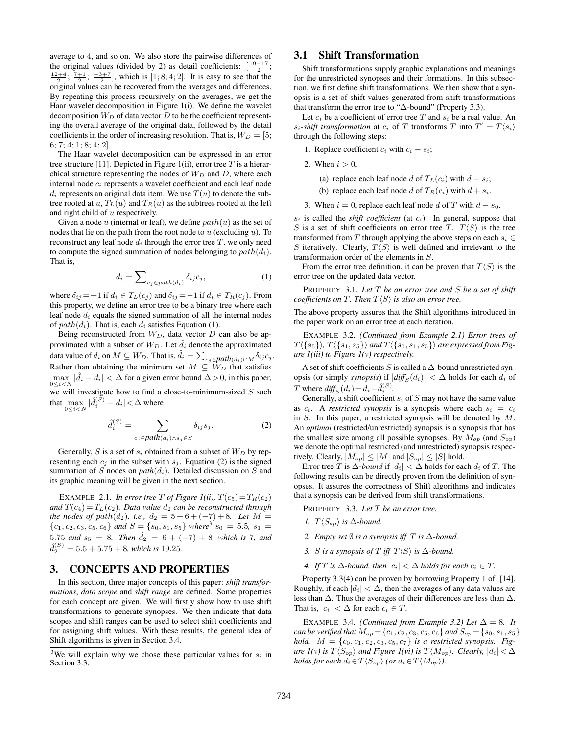average to 4, and so on. We also store the pairwise differences of the original values (divided by 2) as detail coefficients: $[\frac{19-17}{2}; \frac{12+4}{2}; \frac{7+1}{2}; \frac{-3+7}{2}]$, which is $[1; 8; 4; 2]$. It is easy to see that the original values can be recovered from the averages and differences. By repeating this process recursively on the averages, we get the Haar wavelet decomposition in Figure 1(i). We define the wavelet decomposition $W_D$ of data vector $D$ to be the coefficient representing the overall average of the original data, followed by the detail coefficients in the order of increasing resolution. That is, $W_D = [5; 6; 7; 4; 1; 8; 4; 2]$.

The Haar wavelet decomposition can be expressed in an error tree structure [11]. Depicted in Figure 1(ii), error tree $T$ is a hierarchical structure representing the nodes of $W_D$ and $D$, where each internal node $c_i$ represents a wavelet coefficient and each leaf node $d_i$ represents an original data item. We use $T(u)$ to denote the subtree rooted at $u$, $T_L(u)$ and $T_R(u)$ as the subtrees rooted at the left and right child of $u$ respectively.

Given a node $u$ (internal or leaf), we define $path(u)$ as the set of nodes that lie on the path from the root node to $u$ (excluding $u$). To reconstruct any leaf node $d_i$ through the error tree $T$, we only need to compute the signed summation of nodes belonging to $path(d_i)$. That is,

$$d_i = \sum_{c_j \in path(d_i)} \delta_{ij} c_j, \tag{1}$$

where $\delta_{ij} = +1$ if $d_i \in T_L(c_j)$ and $\delta_{ij} = -1$ if $d_i \in T_R(c_j)$. From this property, we define an error tree to be a binary tree where each leaf node $d_i$ equals the signed summation of all the internal nodes of $path(d_i)$. That is, each $d_i$ satisfies Equation (1).

Being reconstructed from $W_D$, data vector $D$ can also be approximated with a subset of $W_D$. Let $\hat{d}_i$ denote the approximated data value of $d_i$ on $M \subseteq W_D$. That is, $\hat{d}_i = \sum_{c_j \in path(d_i) \cap M} \delta_{ij} c_j$. Rather than obtaining the minimum set $M \subseteq W_D$ that satisfies $\max_{0 \le i < N} |\hat{d}_i - d_i| < \Delta$ for a given error bound $\Delta > 0$, in this paper, we will investigate how to find a close-to-minimum-sized $S$ such that $\max_{0 \le i < N} |\hat{d}_i^{(S)} - d_i| < \Delta$ where

$$\hat{d}_i^{(S)} = \sum_{c_j \in path(d_i) \wedge s_j \in S} \delta_{ij} s_j. \tag{2}$$

Generally, $S$ is a set of $s_i$ obtained from a subset of $W_D$ by representing each $c_j$ in the subset with $s_j$. Equation (2) is the signed summation of $S$ nodes on $path(d_i)$. Detailed discussion on $S$ and its graphic meaning will be given in the next section.

EXAMPLE 2.1. *In error tree $T$ of Figure 1(ii), $T(c_5) = T_R(c_2)$ and $T(c_4) = T_L(c_2)$. Data value $d_2$ can be reconstructed through the nodes of $path(d_2)$, i.e., $d_2 = 5 + 6 + (-7) + 8$. Let $M = \{c_1, c_2, c_3, c_5, c_6\}$ and $S = \{s_0, s_1, s_5\}$ where[3] $s_0 = 5.5$, $s_1 = 5.75$ and $s_5 = 8$. Then $\hat{d}_2 = 6 + (-7) + 8$, which is 7, and $\hat{d}_2^{(S)} = 5.5 + 5.75 + 8$, which is 19.25.*

[3] We will explain why we chose these particular values for $s_i$ in Section 3.3.

## 3. CONCEPTS AND PROPERTIES

In this section, three major concepts of this paper: *shift transformations*, *data scope* and *shift range* are defined. Some properties for each concept are given. We will firstly show how to use shift transformations to generate synopses. We then indicate that data scopes and shift ranges can be used to select shift coefficients and for assigning shift values. With these results, the general idea of Shift algorithms is given in Section 3.4.

### 3.1 Shift Transformation

Shift transformations supply graphic explanations and meanings for the unrestricted synopses and their formations. In this subsection, we first define shift transformations. We then show that a synopsis is a set of shift values generated from shift transformations that transform the error tree to "$\Delta$-bound" (Property 3.3).

Let $c_i$ be a coefficient of error tree $T$ and $s_i$ be a real value. An *$s_i$-shift transformation* at $c_i$ of $T$ transforms $T$ into $T' = T\langle s_i \rangle$ through the following steps:

1. Replace coefficient $c_i$ with $c_i - s_i$;
2. When $i > 0$,
   (a) replace each leaf node $d$ of $T_L(c_i)$ with $d - s_i$;
   (b) replace each leaf node $d$ of $T_R(c_i)$ with $d + s_i$.
3. When $i = 0$, replace each leaf node $d$ of $T$ with $d - s_0$.

$s_i$ is called the *shift coefficient* (at $c_i$). In general, suppose that $S$ is a set of shift coefficients on error tree $T$. $T\langle S \rangle$ is the tree transformed from $T$ through applying the above steps on each $s_i \in S$ iteratively. Clearly, $T\langle S \rangle$ is well defined and irrelevant to the transformation order of the elements in $S$.

From the error tree definition, it can be proven that $T\langle S \rangle$ is the error tree on the updated data vector.

PROPERTY 3.1. *Let $T$ be an error tree and $S$ be a set of shift coefficients on $T$. Then $T\langle S \rangle$ is also an error tree.*

The above property assures that the Shift algorithms introduced in the paper work on an error tree at each iteration.

EXAMPLE 3.2. *(Continued from Example 2.1) Error trees of $T\langle\{s_5\}\rangle$, $T\langle\{s_1, s_5\}\rangle$ and $T\langle\{s_0, s_1, s_5\}\rangle$ are expressed from Figure 1(iii) to Figure 1(v) respectively.*

A set of shift coefficients $S$ is called a $\Delta$-bound unrestricted synopsis (or simply *synopsis*) if $|diff_S(d_i)| < \Delta$ holds for each $d_i$ of $T$ where $diff_S(d_i) = d_i - \hat{d}_i^{(S)}$.

Generally, a shift coefficient $s_i$ of $S$ may not have the same value as $c_i$. A *restricted synopsis* is a synopsis where each $s_i = c_i$ in $S$. In this paper, a restricted synopsis will be denoted by $M$. An *optimal* (restricted/unrestricted) synopsis is a synopsis that has the smallest size among all possible synopses. By $M_{op}$ (and $S_{op}$) we denote the optimal restricted (and unrestricted) synopsis respectively. Clearly, $|M_{op}| \le |M|$ and $|S_{op}| \le |S|$ hold.

Error tree $T$ is *$\Delta$-bound* if $|d_i| < \Delta$ holds for each $d_i$ of $T$. The following results can be directly proven from the definition of synopses. It assures the correctness of Shift algorithms and indicates that a synopsis can be derived from shift transformations.

PROPERTY 3.3. *Let $T$ be an error tree.*

1. *$T\langle S_{op} \rangle$ is $\Delta$-bound.*
2. *Empty set $\emptyset$ is a synopsis iff $T$ is $\Delta$-bound.*
3. *$S$ is a synopsis of $T$ iff $T\langle S \rangle$ is $\Delta$-bound.*
4. *If $T$ is $\Delta$-bound, then $|c_i| < \Delta$ holds for each $c_i \in T$.*

Property 3.3(4) can be proven by borrowing Property 1 of [14]. Roughly, if each $|d_i| < \Delta$, then the averages of any data values are less than $\Delta$. Thus the averages of their differences are less than $\Delta$. That is, $|c_i| < \Delta$ for each $c_i \in T$.

EXAMPLE 3.4. *(Continued from Example 3.2) Let $\Delta = 8$. It can be verified that $M_{op} = \{c_1, c_2, c_3, c_5, c_6\}$ and $S_{op} = \{s_0, s_1, s_5\}$ hold. $M = \{c_0, c_1, c_2, c_3, c_5, c_7\}$ is a restricted synopsis. Figure 1(v) is $T\langle S_{op} \rangle$ and Figure 1(vi) is $T\langle M_{op} \rangle$. Clearly, $|d_i| < \Delta$ holds for each $d_i \in T\langle S_{op} \rangle$ (or $d_i \in T\langle M_{op} \rangle$).*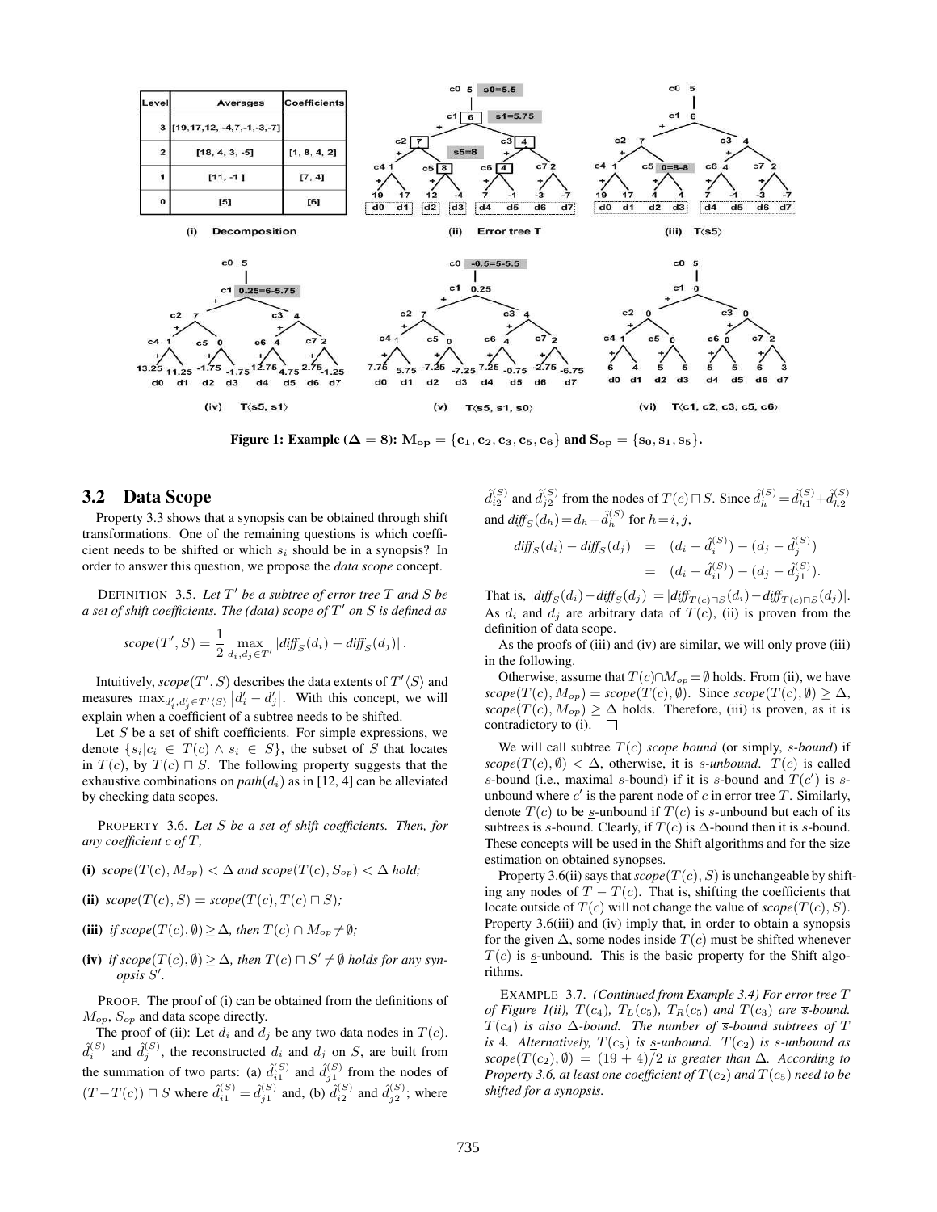| Level | Averages | Coefficients |
| --- | --- | --- |
| 3 | [19,17,12, -4,7,-1,-3,-7] | |
| 2 | [18, 4, 3, -5] | [1, 8, 4, 2] |
| 1 | [11, -1 ] | [7, 4] |
| 0 | [5] | [6] |

(i) Decomposition (ii) Error tree T (iii) T⟨s5⟩ (iv) T⟨s5, s1⟩ (v) T⟨s5, s1, s0⟩ (vi) T⟨c1, c2, c3, c5, c6⟩

**Figure 1: Example ($\Delta = 8$): $M_{op} = \{c_1, c_2, c_3, c_5, c_6\}$ and $S_{op} = \{s_0, s_1, s_5\}$.**

## 3.2 Data Scope

Property 3.3 shows that a synopsis can be obtained through shift transformations. One of the remaining questions is which coefficient needs to be shifted or which $s_i$ should be in a synopsis? In order to answer this question, we propose the *data scope* concept.

DEFINITION 3.5. *Let $T'$ be a subtree of error tree $T$ and $S$ be a set of shift coefficients. The (data) scope of $T'$ on $S$ is defined as*

$$scope(T', S) = \frac{1}{2} \max_{d_i, d_j \in T'} |diff_S(d_i) - diff_S(d_j)| .$$

Intuitively, $scope(T', S)$ describes the data extents of $T'\langle S\rangle$ and measures $\max_{d'_i, d'_j \in T'\langle S\rangle} |d'_i - d'_j|$. With this concept, we will explain when a coefficient of a subtree needs to be shifted.

Let $S$ be a set of shift coefficients. For simple expressions, we denote $\{s_i | c_i \in T(c) \wedge s_i \in S\}$, the subset of $S$ that locates in $T(c)$, by $T(c) \sqcap S$. The following property suggests that the exhaustive combinations on $path(d_i)$ as in [12, 4] can be alleviated by checking data scopes.

PROPERTY 3.6. *Let $S$ be a set of shift coefficients. Then, for any coefficient $c$ of $T$,*

**(i)** *$scope(T(c), M_{op}) < \Delta$ and $scope(T(c), S_{op}) < \Delta$ hold;*

**(ii)** *$scope(T(c), S) = scope(T(c), T(c) \sqcap S)$;*

**(iii)** *if $scope(T(c), \emptyset) \geq \Delta$, then $T(c) \cap M_{op} \neq \emptyset$;*

**(iv)** *if $scope(T(c), \emptyset) \geq \Delta$, then $T(c) \sqcap S' \neq \emptyset$ holds for any synopsis $S'$.*

PROOF. The proof of (i) can be obtained from the definitions of $M_{op}$, $S_{op}$ and data scope directly.

The proof of (ii): Let $d_i$ and $d_j$ be any two data nodes in $T(c)$. $\hat{d}_i^{(S)}$ and $\hat{d}_j^{(S)}$, the reconstructed $d_i$ and $d_j$ on $S$, are built from the summation of two parts: (a) $\hat{d}_{i1}^{(S)}$ and $\hat{d}_{j1}^{(S)}$ from the nodes of $(T - T(c)) \sqcap S$ where $\hat{d}_{i1}^{(S)} = \hat{d}_{j1}^{(S)}$ and, (b) $\hat{d}_{i2}^{(S)}$ and $\hat{d}_{j2}^{(S)}$; where $\hat{d}_{i2}^{(S)}$ and $\hat{d}_{j2}^{(S)}$ from the nodes of $T(c) \sqcap S$. Since $\hat{d}_h^{(S)} = \hat{d}_{h1}^{(S)} + \hat{d}_{h2}^{(S)}$ and $diff_S(d_h) = d_h - \hat{d}_h^{(S)}$ for $h = i, j$,

$$\begin{aligned} diff_S(d_i) - diff_S(d_j) &= (d_i - \hat{d}_i^{(S)}) - (d_j - \hat{d}_j^{(S)}) \\ &= (d_i - \hat{d}_{i1}^{(S)}) - (d_j - \hat{d}_{j1}^{(S)}). \end{aligned}$$

That is, $|diff_S(d_i) - diff_S(d_j)| = |diff_{T(c) \sqcap S}(d_i) - diff_{T(c) \sqcap S}(d_j)|$. As $d_i$ and $d_j$ are arbitrary data of $T(c)$, (ii) is proven from the definition of data scope.

As the proofs of (iii) and (iv) are similar, we will only prove (iii) in the following.

Otherwise, assume that $T(c) \cap M_{op} = \emptyset$ holds. From (ii), we have $scope(T(c), M_{op}) = scope(T(c), \emptyset)$. Since $scope(T(c), \emptyset) \geq \Delta$, $scope(T(c), M_{op}) \geq \Delta$ holds. Therefore, (iii) is proven, as it is contradictory to (i). $\square$

We will call subtree $T(c)$ *scope bound* (or simply, *s-bound*) if $scope(T(c), \emptyset) < \Delta$, otherwise, it is *s-unbound*. $T(c)$ is called $\overline{s}$-bound (i.e., maximal *s*-bound) if it is *s*-bound and $T(c')$ is *s*-unbound where $c'$ is the parent node of $c$ in error tree $T$. Similarly, denote $T(c)$ to be $\underline{s}$-unbound if $T(c)$ is *s*-unbound but each of its subtrees is *s*-bound. Clearly, if $T(c)$ is $\Delta$-bound then it is *s*-bound. These concepts will be used in the Shift algorithms and for the size estimation on obtained synopses.

Property 3.6(ii) says that $scope(T(c), S)$ is unchangeable by shifting any nodes of $T - T(c)$. That is, shifting the coefficients that locate outside of $T(c)$ will not change the value of $scope(T(c), S)$. Property 3.6(iii) and (iv) imply that, in order to obtain a synopsis for the given $\Delta$, some nodes inside $T(c)$ must be shifted whenever $T(c)$ is $\underline{s}$-unbound. This is the basic property for the Shift algorithms.

EXAMPLE 3.7. *(Continued from Example 3.4) For error tree $T$ of Figure 1(ii), $T(c_4)$, $T_L(c_5)$, $T_R(c_5)$ and $T(c_3)$ are $\overline{s}$-bound. $T(c_4)$ is also $\Delta$-bound. The number of $\overline{s}$-bound subtrees of $T$ is 4. Alternatively, $T(c_5)$ is $\underline{s}$-unbound. $T(c_2)$ is s-unbound as $scope(T(c_2), \emptyset) = (19 + 4)/2$ is greater than $\Delta$. According to Property 3.6, at least one coefficient of $T(c_2)$ and $T(c_5)$ need to be shifted for a synopsis.*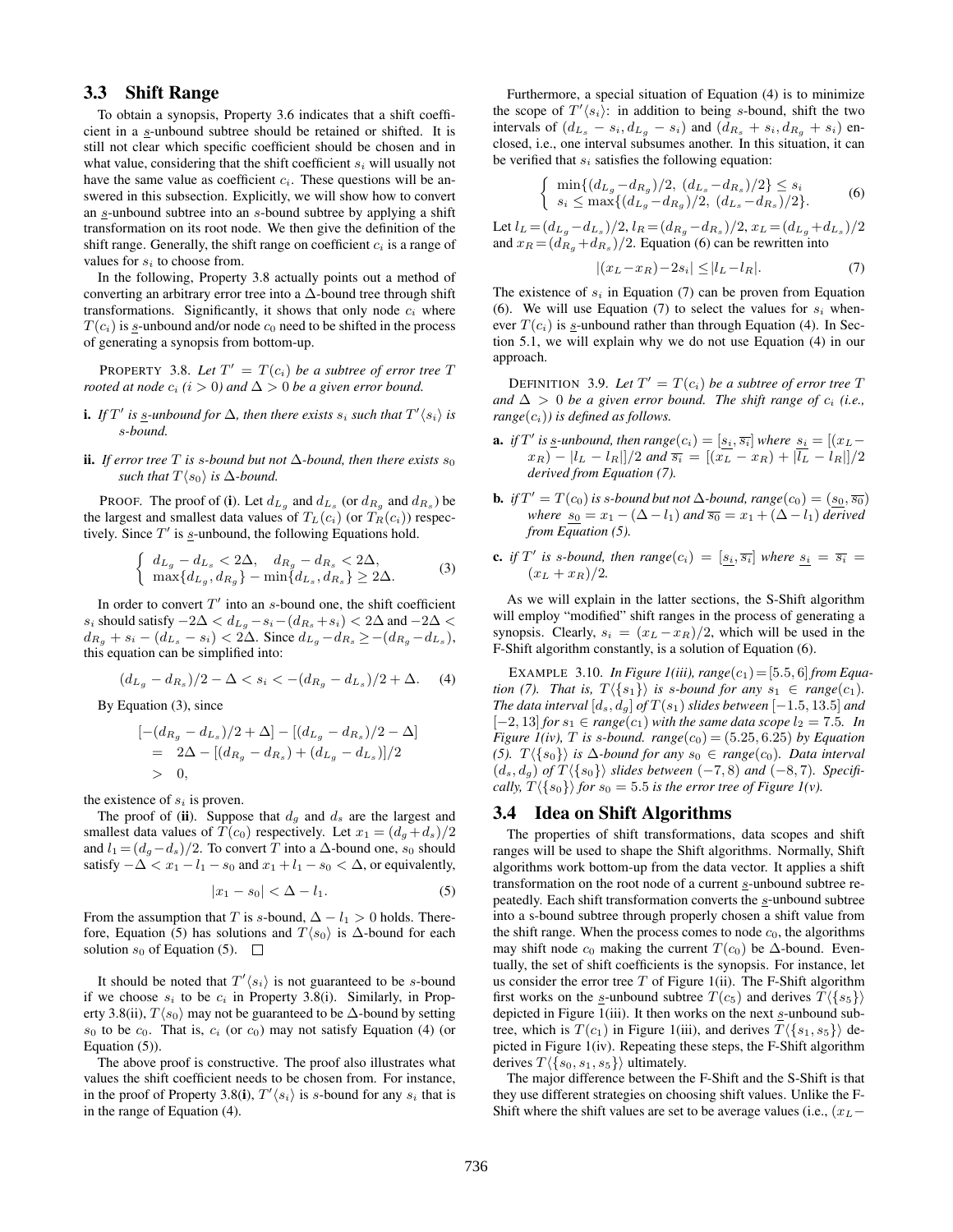### 3.3 Shift Range

To obtain a synopsis, Property 3.6 indicates that a shift coefficient in a $\underline{s}$-unbound subtree should be retained or shifted. It is still not clear which specific coefficient should be chosen and in what value, considering that the shift coefficient $s_i$ will usually not have the same value as coefficient $c_i$. These questions will be answered in this subsection. Explicitly, we will show how to convert an $\underline{s}$-unbound subtree into an $s$-bound subtree by applying a shift transformation on its root node. We then give the definition of the shift range. Generally, the shift range on coefficient $c_i$ is a range of values for $s_i$ to choose from.

In the following, Property 3.8 actually points out a method of converting an arbitrary error tree into a $\Delta$-bound tree through shift transformations. Significantly, it shows that only node $c_i$ where $T(c_i)$ is $\underline{s}$-unbound and/or node $c_0$ need to be shifted in the process of generating a synopsis from bottom-up.

PROPERTY 3.8. *Let $T' = T(c_i)$ be a subtree of error tree $T$ rooted at node $c_i$ ($i > 0$) and $\Delta > 0$ be a given error bound.*

**i.** *If $T'$ is $\underline{s}$-unbound for $\Delta$, then there exists $s_i$ such that $T'\langle s_i\rangle$ is $s$-bound.*

**ii.** *If error tree $T$ is $s$-bound but not $\Delta$-bound, then there exists $s_0$ such that $T\langle s_0\rangle$ is $\Delta$-bound.*

PROOF. The proof of (**i**). Let $d_{L_g}$ and $d_{L_s}$ (or $d_{R_g}$ and $d_{R_s}$) be the largest and smallest data values of $T_L(c_i)$ (or $T_R(c_i)$) respectively. Since $T'$ is $\underline{s}$-unbound, the following Equations hold.

$$\begin{cases} d_{L_g} - d_{L_s} < 2\Delta, \quad d_{R_g} - d_{R_s} < 2\Delta, \\ \max\{d_{L_g}, d_{R_g}\} - \min\{d_{L_s}, d_{R_s}\} \geq 2\Delta. \end{cases} \tag{3}$$

In order to convert $T'$ into an $s$-bound one, the shift coefficient $s_i$ should satisfy $-2\Delta < d_{L_g} - s_i - (d_{R_s} + s_i) < 2\Delta$ and $-2\Delta < d_{R_g} + s_i - (d_{L_s} - s_i) < 2\Delta$. Since $d_{L_g} - d_{R_s} \geq -(d_{R_g} - d_{L_s})$, this equation can be simplified into:

$$(d_{L_g} - d_{R_s})/2 - \Delta < s_i < -(d_{R_g} - d_{L_s})/2 + \Delta. \tag{4}$$

By Equation (3), since

$$\begin{aligned} &[-(d_{R_g} - d_{L_s})/2 + \Delta] - [(d_{L_g} - d_{R_s})/2 - \Delta] \\ &= \; 2\Delta - [(d_{R_g} - d_{R_s}) + (d_{L_g} - d_{L_s})]/2 \\ &> \; 0, \end{aligned}$$

the existence of $s_i$ is proven.

The proof of (**ii**). Suppose that $d_g$ and $d_s$ are the largest and smallest data values of $T(c_0)$ respectively. Let $x_1 = (d_g + d_s)/2$ and $l_1 = (d_g - d_s)/2$. To convert $T$ into a $\Delta$-bound one, $s_0$ should satisfy $-\Delta < x_1 - l_1 - s_0$ and $x_1 + l_1 - s_0 < \Delta$, or equivalently,

$$|x_1 - s_0| < \Delta - l_1. \tag{5}$$

From the assumption that $T$ is $s$-bound, $\Delta - l_1 > 0$ holds. Therefore, Equation (5) has solutions and $T\langle s_0\rangle$ is $\Delta$-bound for each solution $s_0$ of Equation (5). □

It should be noted that $T'\langle s_i\rangle$ is not guaranteed to be $s$-bound if we choose $s_i$ to be $c_i$ in Property 3.8(i). Similarly, in Property 3.8(ii), $T\langle s_0\rangle$ may not be guaranteed to be $\Delta$-bound by setting $s_0$ to be $c_0$. That is, $c_i$ (or $c_0$) may not satisfy Equation (4) (or Equation (5)).

The above proof is constructive. The proof also illustrates what values the shift coefficient needs to be chosen from. For instance, in the proof of Property 3.8(**i**), $T'\langle s_i\rangle$ is $s$-bound for any $s_i$ that is in the range of Equation (4).

Furthermore, a special situation of Equation (4) is to minimize the scope of $T'\langle s_i\rangle$: in addition to being $s$-bound, shift the two intervals of $(d_{L_s} - s_i, d_{L_g} - s_i)$ and $(d_{R_s} + s_i, d_{R_g} + s_i)$ enclosed, i.e., one interval subsumes another. In this situation, it can be verified that $s_i$ satisfies the following equation:

$$\begin{cases} \min\{(d_{L_g} - d_{R_g})/2,\ (d_{L_s} - d_{R_s})/2\} \leq s_i \\ s_i \leq \max\{(d_{L_g} - d_{R_g})/2,\ (d_{L_s} - d_{R_s})/2\}. \end{cases} \tag{6}$$

Let $l_L = (d_{L_g} - d_{L_s})/2$, $l_R = (d_{R_g} - d_{R_s})/2$, $x_L = (d_{L_g} + d_{L_s})/2$ and $x_R = (d_{R_g} + d_{R_s})/2$. Equation (6) can be rewritten into

$$|(x_L - x_R) - 2s_i| \leq |l_L - l_R|. \tag{7}$$

The existence of $s_i$ in Equation (7) can be proven from Equation (6). We will use Equation (7) to select the values for $s_i$ whenever $T(c_i)$ is $\underline{s}$-unbound rather than through Equation (4). In Section 5.1, we will explain why we do not use Equation (4) in our approach.

DEFINITION 3.9. *Let $T' = T(c_i)$ be a subtree of error tree $T$ and $\Delta > 0$ be a given error bound. The shift range of $c_i$ (i.e., range($c_i$)) is defined as follows.*

**a.** *if $T'$ is $\underline{s}$-unbound, then range($c_i$) $= [\underline{s_i}, \overline{s_i}]$ where $\underline{s_i} = [(x_L - x_R) - |l_L - l_R|]/2$ and $\overline{s_i} = [(x_L - x_R) + |l_L - l_R|]/2$ derived from Equation (7).*

**b.** *if $T' = T(c_0)$ is $s$-bound but not $\Delta$-bound, range($c_0$) $= (\underline{s_0}, \overline{s_0})$ where $\underline{s_0} = x_1 - (\Delta - l_1)$ and $\overline{s_0} = x_1 + (\Delta - l_1)$ derived from Equation (5).*

**c.** *if $T'$ is $s$-bound, then range($c_i$) $= [\underline{s_i}, \overline{s_i}]$ where $\underline{s_i} = \overline{s_i} = (x_L + x_R)/2$.*

As we will explain in the latter sections, the S-Shift algorithm will employ "modified" shift ranges in the process of generating a synopsis. Clearly, $s_i = (x_L - x_R)/2$, which will be used in the F-Shift algorithm constantly, is a solution of Equation (6).

EXAMPLE 3.10. *In Figure 1(iii), range($c_1$) $= [5.5, 6]$ from Equation (7). That is, $T\langle\{s_1\}\rangle$ is $s$-bound for any $s_1 \in$ range($c_1$). The data interval $[d_s, d_g]$ of $T(s_1)$ slides between $[-1.5, 13.5]$ and $[-2, 13]$ for $s_1 \in$ range($c_1$) with the same data scope $l_2 = 7.5$. In Figure 1(iv), $T$ is $s$-bound. range($c_0$) $= (5.25, 6.25)$ by Equation (5). $T\langle\{s_0\}\rangle$ is $\Delta$-bound for any $s_0 \in$ range($c_0$). Data interval $(d_s, d_g)$ of $T\langle\{s_0\}\rangle$ slides between $(-7, 8)$ and $(-8, 7)$. Specifically, $T\langle\{s_0\}\rangle$ for $s_0 = 5.5$ is the error tree of Figure 1(v).*

### 3.4 Idea on Shift Algorithms

The properties of shift transformations, data scopes and shift ranges will be used to shape the Shift algorithms. Normally, Shift algorithms work bottom-up from the data vector. It applies a shift transformation on the root node of a current $\underline{s}$-unbound subtree repeatedly. Each shift transformation converts the $\underline{s}$-unbound subtree into a s-bound subtree through properly chosen a shift value from the shift range. When the process comes to node $c_0$, the algorithms may shift node $c_0$ making the current $T(c_0)$ be $\Delta$-bound. Eventually, the set of shift coefficients is the synopsis. For instance, let us consider the error tree $T$ of Figure 1(ii). The F-Shift algorithm first works on the $\underline{s}$-unbound subtree $T(c_5)$ and derives $T\langle\{s_5\}\rangle$ depicted in Figure 1(iii). It then works on the next $\underline{s}$-unbound subtree, which is $T(c_1)$ in Figure 1(iii), and derives $T\langle\{s_1, s_5\}\rangle$ depicted in Figure 1(iv). Repeating these steps, the F-Shift algorithm derives $T\langle\{s_0, s_1, s_5\}\rangle$ ultimately.

The major difference between the F-Shift and the S-Shift is that they use different strategies on choosing shift values. Unlike the F-Shift where the shift values are set to be average values (i.e., $(x_L -$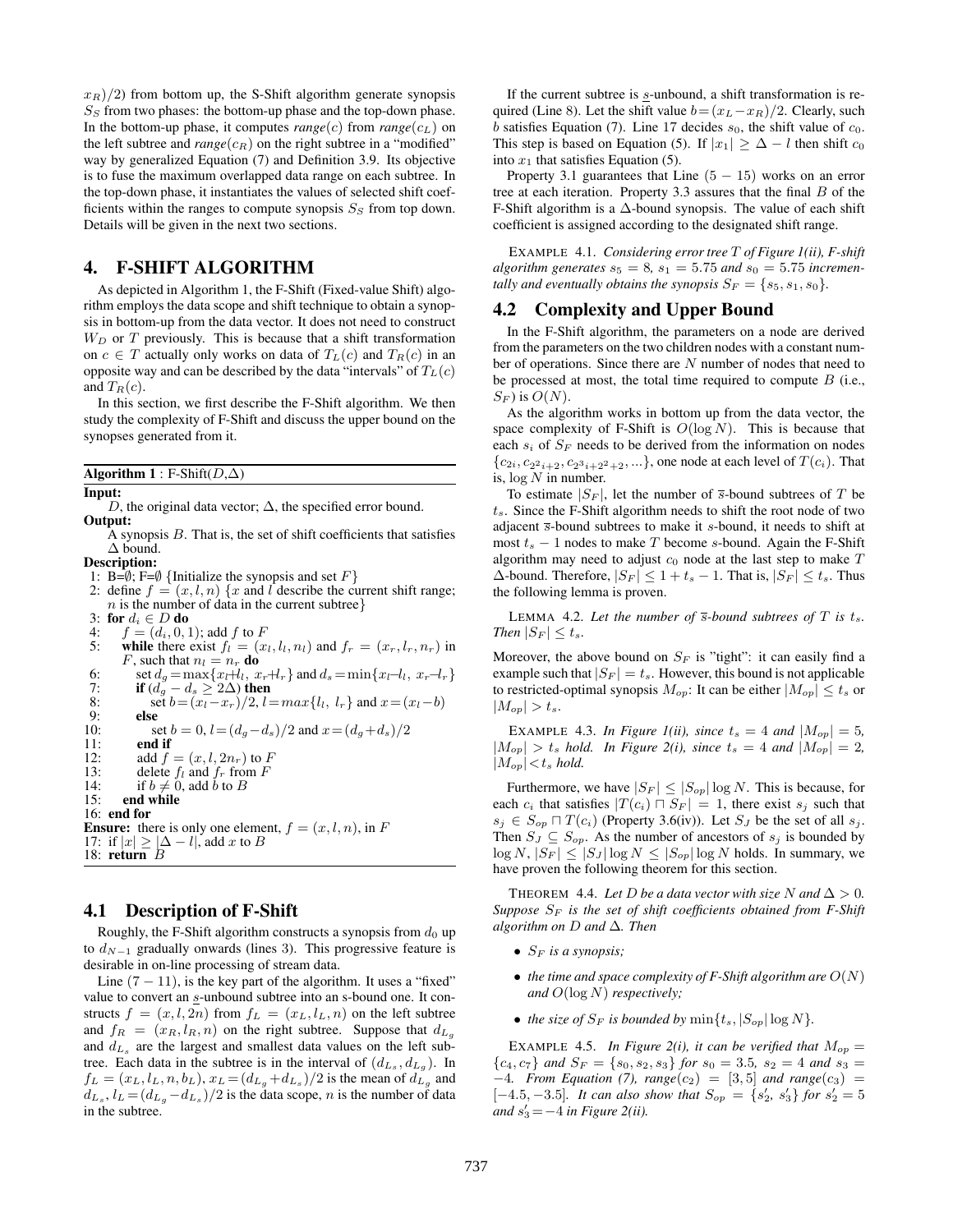$x_R)/2$) from bottom up, the S-Shift algorithm generate synopsis $S_S$ from two phases: the bottom-up phase and the top-down phase. In the bottom-up phase, it computes *range*($c$) from *range*($c_L$) on the left subtree and *range*($c_R$) on the right subtree in a "modified" way by generalized Equation (7) and Definition 3.9. Its objective is to fuse the maximum overlapped data range on each subtree. In the top-down phase, it instantiates the values of selected shift coefficients within the ranges to compute synopsis $S_S$ from top down. Details will be given in the next two sections.

# 4. F-SHIFT ALGORITHM

As depicted in Algorithm 1, the F-Shift (Fixed-value Shift) algorithm employs the data scope and shift technique to obtain a synopsis in bottom-up from the data vector. It does not need to construct $W_D$ or $T$ previously. This is because that a shift transformation on $c \in T$ actually only works on data of $T_L(c)$ and $T_R(c)$ in an opposite way and can be described by the data "intervals" of $T_L(c)$ and $T_R(c)$.

In this section, we first describe the F-Shift algorithm. We then study the complexity of F-Shift and discuss the upper bound on the synopses generated from it.

**Algorithm 1** : F-Shift($D$,$\Delta$)

**Input:**
$D$, the original data vector; $\Delta$, the specified error bound.

**Output:**
A synopsis $B$. That is, the set of shift coefficients that satisfies $\Delta$ bound.

**Description:**

```
1:  B=∅; F=∅ {Initialize the synopsis and set F}
2:  define f = (x, l, n) {x and l describe the current shift range;
    n is the number of data in the current subtree}
3:  for d_i ∈ D do
4:     f = (d_i, 0, 1); add f to F
5:     while there exist f_l = (x_l, l_l, n_l) and f_r = (x_r, l_r, n_r) in
       F, such that n_l = n_r do
6:        set d_g = max{x_l+l_l, x_r+l_r} and d_s = min{x_l−l_l, x_r−l_r}
7:        if (d_g − d_s ≥ 2Δ) then
8:           set b = (x_l−x_r)/2, l = max{l_l, l_r} and x = (x_l−b)
9:        else
10:          set b = 0, l = (d_g−d_s)/2 and x = (d_g+d_s)/2
11:       end if
12:       add f = (x, l, 2n_r) to F
13:       delete f_l and f_r from F
14:       if b ≠ 0, add b to B
15:    end while
16: end for
Ensure: there is only one element, f = (x, l, n), in F
17: if |x| ≥ |Δ − l|, add x to B
18: return B
```

## 4.1 Description of F-Shift

Roughly, the F-Shift algorithm constructs a synopsis from $d_0$ up to $d_{N-1}$ gradually onwards (lines 3). This progressive feature is desirable in on-line processing of stream data.

Line (7 − 11), is the key part of the algorithm. It uses a "fixed" value to convert an $\underline{s}$-unbound subtree into an s-bound one. It constructs $f = (x, l, 2n)$ from $f_L = (x_L, l_L, n)$ on the left subtree and $f_R = (x_R, l_R, n)$ on the right subtree. Suppose that $d_{L_g}$ and $d_{L_s}$ are the largest and smallest data values on the left subtree. Each data in the subtree is in the interval of $(d_{L_s}, d_{L_g})$. In $f_L = (x_L, l_L, n, b_L)$, $x_L = (d_{L_g} + d_{L_s})/2$ is the mean of $d_{L_g}$ and $d_{L_s}$, $l_L = (d_{L_g} - d_{L_s})/2$ is the data scope, $n$ is the number of data in the subtree.

If the current subtree is $\underline{s}$-unbound, a shift transformation is required (Line 8). Let the shift value $b = (x_L - x_R)/2$. Clearly, such $b$ satisfies Equation (7). Line 17 decides $s_0$, the shift value of $c_0$. This step is based on Equation (5). If $|x_1| \geq \Delta - l$ then shift $c_0$ into $x_1$ that satisfies Equation (5).

Property 3.1 guarantees that Line (5 − 15) works on an error tree at each iteration. Property 3.3 assures that the final $B$ of the F-Shift algorithm is a $\Delta$-bound synopsis. The value of each shift coefficient is assigned according to the designated shift range.

EXAMPLE 4.1. *Considering error tree $T$ of Figure 1(ii), F-shift algorithm generates $s_5 = 8$, $s_1 = 5.75$ and $s_0 = 5.75$ incrementally and eventually obtains the synopsis $S_F = \{s_5, s_1, s_0\}$.*

## 4.2 Complexity and Upper Bound

In the F-Shift algorithm, the parameters on a node are derived from the parameters on the two children nodes with a constant number of operations. Since there are $N$ number of nodes that need to be processed at most, the total time required to compute $B$ (i.e., $S_F$) is $O(N)$.

As the algorithm works in bottom up from the data vector, the space complexity of F-Shift is $O(\log N)$. This is because that each $s_i$ of $S_F$ needs to be derived from the information on nodes $\{c_{2i}, c_{2^2 i+2}, c_{2^3 i+2^2+2}, ...\}$, one node at each level of $T(c_i)$. That is, $\log N$ in number.

To estimate $|S_F|$, let the number of $\overline{s}$-bound subtrees of $T$ be $t_s$. Since the F-Shift algorithm needs to shift the root node of two adjacent $\overline{s}$-bound subtrees to make it $s$-bound, it needs to shift at most $t_s - 1$ nodes to make $T$ become $s$-bound. Again the F-Shift algorithm may need to adjust $c_0$ node at the last step to make $T$ $\Delta$-bound. Therefore, $|S_F| \leq 1 + t_s - 1$. That is, $|S_F| \leq t_s$. Thus the following lemma is proven.

LEMMA 4.2. *Let the number of $\overline{s}$-bound subtrees of $T$ is $t_s$. Then $|S_F| \leq t_s$.*

Moreover, the above bound on $S_F$ is "tight": it can easily find a example such that $|S_F| = t_s$. However, this bound is not applicable to restricted-optimal synopsis $M_{op}$: It can be either $|M_{op}| \leq t_s$ or $|M_{op}| > t_s$.

EXAMPLE 4.3. *In Figure 1(ii), since $t_s = 4$ and $|M_{op}| = 5$, $|M_{op}| > t_s$ hold. In Figure 2(i), since $t_s = 4$ and $|M_{op}| = 2$, $|M_{op}| < t_s$ hold.*

Furthermore, we have $|S_F| \leq |S_{op}| \log N$. This is because, for each $c_i$ that satisfies $|T(c_i) \sqcap S_F| = 1$, there exist $s_j$ such that $s_j \in S_{op} \sqcap T(c_i)$ (Property 3.6(iv)). Let $S_J$ be the set of all $s_j$. Then $S_J \subseteq S_{op}$. As the number of ancestors of $s_j$ is bounded by $\log N$, $|S_F| \leq |S_J| \log N \leq |S_{op}| \log N$ holds. In summary, we have proven the following theorem for this section.

THEOREM 4.4. *Let $D$ be a data vector with size $N$ and $\Delta > 0$. Suppose $S_F$ is the set of shift coefficients obtained from F-Shift algorithm on $D$ and $\Delta$. Then*

- *$S_F$ is a synopsis;*
- *the time and space complexity of F-Shift algorithm are $O(N)$ and $O(\log N)$ respectively;*
- *the size of $S_F$ is bounded by $\min\{t_s, |S_{op}| \log N\}$.*

EXAMPLE 4.5. *In Figure 2(i), it can be verified that $M_{op} = \{c_4, c_7\}$ and $S_F = \{s_0, s_2, s_3\}$ for $s_0 = 3.5$, $s_2 = 4$ and $s_3 = -4$. From Equation (7), range($c_2$) $= [3, 5]$ and range($c_3$) $= [-4.5, -3.5]$. It can also show that $S_{op} = \{s'_2, s'_3\}$ for $s'_2 = 5$ and $s'_3 = -4$ in Figure 2(ii).*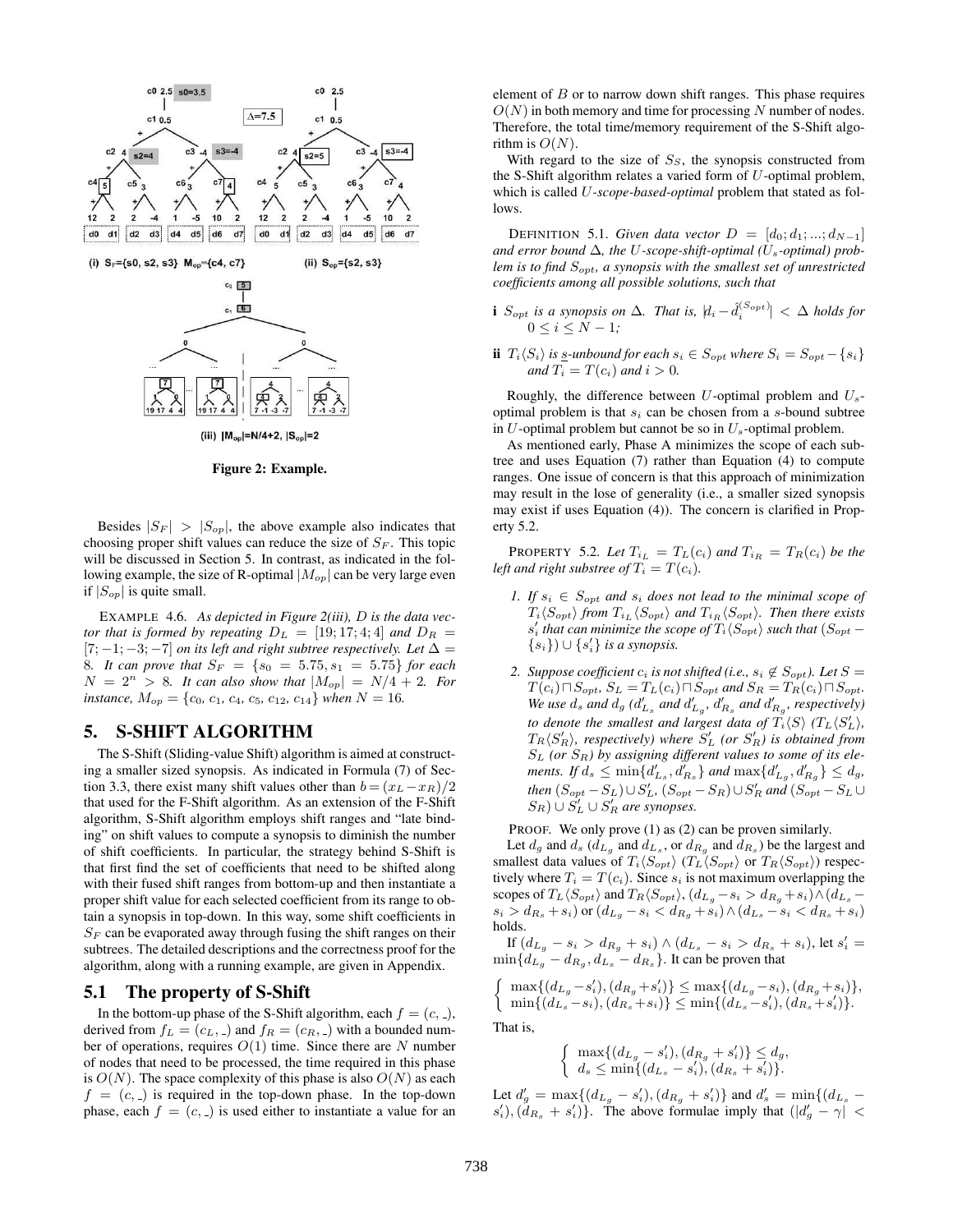Figure 2: Example.

Besides $|S_F| > |S_{op}|$, the above example also indicates that choosing proper shift values can reduce the size of $S_F$. This topic will be discussed in Section 5. In contrast, as indicated in the following example, the size of R-optimal $|M_{op}|$ can be very large even if $|S_{op}|$ is quite small.

EXAMPLE 4.6. *As depicted in Figure 2(iii), $D$ is the data vector that is formed by repeating $D_L = [19; 17; 4; 4]$ and $D_R = [7; -1; -3; -7]$ on its left and right subtree respectively. Let $\Delta = 8$. It can prove that $S_F = \{s_0 = 5.75, s_1 = 5.75\}$ for each $N = 2^n > 8$. It can also show that $|M_{op}| = N/4 + 2$. For instance, $M_{op} = \{c_0, c_1, c_4, c_5, c_{12}, c_{14}\}$ when $N = 16$.*

## 5. S-SHIFT ALGORITHM

The S-Shift (Sliding-value Shift) algorithm is aimed at constructing a smaller sized synopsis. As indicated in Formula (7) of Section 3.3, there exist many shift values other than $b = (x_L - x_R)/2$ that used for the F-Shift algorithm. As an extension of the F-Shift algorithm, S-Shift algorithm employs shift ranges and "late binding" on shift values to compute a synopsis to diminish the number of shift coefficients. In particular, the strategy behind S-Shift is that first find the set of coefficients that need to be shifted along with their fused shift ranges from bottom-up and then instantiate a proper shift value for each selected coefficient from its range to obtain a synopsis in top-down. In this way, some shift coefficients in $S_F$ can be evaporated away through fusing the shift ranges on their subtrees. The detailed descriptions and the correctness proof for the algorithm, along with a running example, are given in Appendix.

### 5.1 The property of S-Shift

In the bottom-up phase of the S-Shift algorithm, each $f = (c, \_)$, derived from $f_L = (c_L, \_)$ and $f_R = (c_R, \_)$ with a bounded number of operations, requires $O(1)$ time. Since there are $N$ number of nodes that need to be processed, the time required in this phase is $O(N)$. The space complexity of this phase is also $O(N)$ as each $f = (c, \_)$ is required in the top-down phase. In the top-down phase, each $f = (c, \_)$ is used either to instantiate a value for an element of $B$ or to narrow down shift ranges. This phase requires $O(N)$ in both memory and time for processing $N$ number of nodes. Therefore, the total time/memory requirement of the S-Shift algorithm is $O(N)$.

With regard to the size of $S_S$, the synopsis constructed from the S-Shift algorithm relates a varied form of $U$-optimal problem, which is called *$U$-scope-based-optimal* problem that stated as follows.

DEFINITION 5.1. *Given data vector $D = [d_0; d_1; ...; d_{N-1}]$ and error bound $\Delta$, the $U$-scope-shift-optimal ($U_s$-optimal) problem is to find $S_{opt}$, a synopsis with the smallest set of unrestricted coefficients among all possible solutions, such that*

**i** *$S_{opt}$ is a synopsis on $\Delta$. That is, $|d_i - \hat{d}_i^{(S_{opt})}| < \Delta$ holds for $0 \leq i \leq N-1$;*

**ii** *$T_i\langle S_i \rangle$ is s-unbound for each $s_i \in S_{opt}$ where $S_i = S_{opt} - \{s_i\}$ and $T_i = T(c_i)$ and $i > 0$.*

Roughly, the difference between $U$-optimal problem and $U_s$-optimal problem is that $s_i$ can be chosen from a $s$-bound subtree in $U$-optimal problem but cannot be so in $U_s$-optimal problem.

As mentioned early, Phase A minimizes the scope of each subtree and uses Equation (7) rather than Equation (4) to compute ranges. One issue of concern is that this approach of minimization may result in the lose of generality (i.e., a smaller sized synopsis may exist if uses Equation (4)). The concern is clarified in Property 5.2.

PROPERTY 5.2. *Let $T_{i_L} = T_L(c_i)$ and $T_{i_R} = T_R(c_i)$ be the left and right substree of $T_i = T(c_i)$.*

1. *If $s_i \in S_{opt}$ and $s_i$ does not lead to the minimal scope of $T_i\langle S_{opt}\rangle$ from $T_{i_L}\langle S_{opt}\rangle$ and $T_{i_R}\langle S_{opt}\rangle$. Then there exists $s_i'$ that can minimize the scope of $T_i\langle S_{opt}\rangle$ such that $(S_{opt} - \{s_i\}) \cup \{s_i'\}$ is a synopsis.*
2. *Suppose coefficient $c_i$ is not shifted (i.e., $s_i \notin S_{opt}$). Let $S = T(c_i) \sqcap S_{opt}$, $S_L = T_L(c_i) \sqcap S_{opt}$ and $S_R = T_R(c_i) \sqcap S_{opt}$. We use $d_s$ and $d_g$ ($d'_{L_s}$ and $d'_{L_g}$, $d'_{R_s}$ and $d'_{R_g}$, respectively) to denote the smallest and largest data of $T_i\langle S\rangle$ ($T_L\langle S'_L\rangle$, $T_R\langle S'_R\rangle$, respectively) where $S'_L$ (or $S'_R$) is obtained from $S_L$ (or $S_R$) by assigning different values to some of its elements. If $d_s \leq \min\{d'_{L_s}, d'_{R_s}\}$ and $\max\{d'_{L_g}, d'_{R_g}\} \leq d_g$, then $(S_{opt} - S_L) \cup S'_L$, $(S_{opt} - S_R) \cup S'_R$ and $(S_{opt} - S_L \cup S_R) \cup S'_L \cup S'_R$ are synopses.*

PROOF. We only prove (1) as (2) can be proven similarly.

Let $d_g$ and $d_s$ ($d_{L_g}$ and $d_{L_s}$, or $d_{R_g}$ and $d_{R_s}$) be the largest and smallest data values of $T_i\langle S_{opt}\rangle$ ($T_L\langle S_{opt}\rangle$ or $T_R\langle S_{opt}\rangle$) respectively where $T_i = T(c_i)$. Since $s_i$ is not maximum overlapping the scopes of $T_L\langle S_{opt}\rangle$ and $T_R\langle S_{opt}\rangle$, $(d_{L_g} - s_i > d_{R_g} + s_i) \wedge (d_{L_s} - s_i > d_{R_s} + s_i)$ or $(d_{L_g} - s_i < d_{R_g} + s_i) \wedge (d_{L_s} - s_i < d_{R_s} + s_i)$ holds.

If $(d_{L_g} - s_i > d_{R_g} + s_i) \wedge (d_{L_s} - s_i > d_{R_s} + s_i)$, let $s_i' = \min\{d_{L_g} - d_{R_g}, d_{L_s} - d_{R_s}\}$. It can be proven that

$$\begin{cases} \max\{(d_{L_g} - s_i'), (d_{R_g} + s_i')\} \leq \max\{(d_{L_g} - s_i), (d_{R_g} + s_i)\}, \\ \min\{(d_{L_s} - s_i), (d_{R_s} + s_i)\} \leq \min\{(d_{L_s} - s_i'), (d_{R_s} + s_i')\}. \end{cases}$$

That is,

$$\begin{cases} \max\{(d_{L_g} - s_i'), (d_{R_g} + s_i')\} \leq d_g, \\ d_s \leq \min\{(d_{L_s} - s_i'), (d_{R_s} + s_i')\}. \end{cases}$$

Let $d_g' = \max\{(d_{L_g} - s_i'), (d_{R_g} + s_i')\}$ and $d_s' = \min\{(d_{L_s} - s_i'), (d_{R_s} + s_i')\}$. The above formulae imply that $(|d_g' - \gamma| <$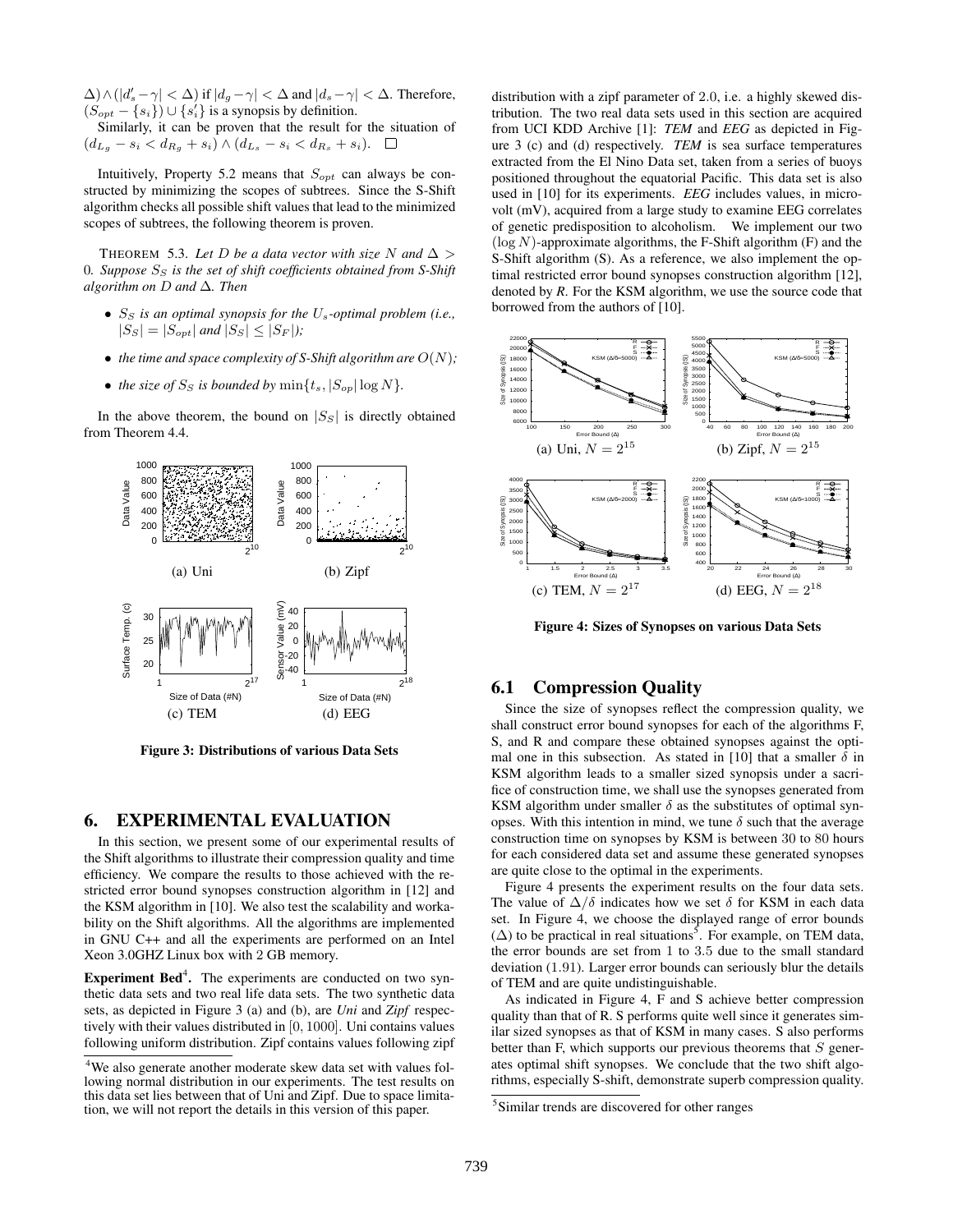$\Delta) \wedge (|d'_s - \gamma| < \Delta)$ if $|d_g - \gamma| < \Delta$ and $|d_s - \gamma| < \Delta$. Therefore, $(S_{opt} - \{s_i\}) \cup \{s'_i\}$ is a synopsis by definition.

Similarly, it can be proven that the result for the situation of $(d_{L_g} - s_i < d_{R_g} + s_i) \wedge (d_{L_s} - s_i < d_{R_s} + s_i)$. □

Intuitively, Property 5.2 means that $S_{opt}$ can always be constructed by minimizing the scopes of subtrees. Since the S-Shift algorithm checks all possible shift values that lead to the minimized scopes of subtrees, the following theorem is proven.

THEOREM 5.3. *Let $D$ be a data vector with size $N$ and $\Delta > 0$. Suppose $S_S$ is the set of shift coefficients obtained from S-Shift algorithm on $D$ and $\Delta$. Then*

- *$S_S$ is an optimal synopsis for the $U_s$-optimal problem (i.e., $|S_S| = |S_{opt}|$ and $|S_S| \leq |S_F|$);*
- *the time and space complexity of S-Shift algorithm are $O(N)$;*
- *the size of $S_S$ is bounded by $\min\{t_s, |S_{op}| \log N\}$.*

In the above theorem, the bound on $|S_S|$ is directly obtained from Theorem 4.4.

(a) Uni (b) Zipf

(c) TEM (d) EEG

**Figure 3: Distributions of various Data Sets**

## 6. EXPERIMENTAL EVALUATION

In this section, we present some of our experimental results of the Shift algorithms to illustrate their compression quality and time efficiency. We compare the results to those achieved with the restricted error bound synopses construction algorithm in [12] and the KSM algorithm in [10]. We also test the scalability and workability on the Shift algorithms. All the algorithms are implemented in GNU C++ and all the experiments are performed on an Intel Xeon 3.0GHZ Linux box with 2 GB memory.

**Experiment Bed**[4]. The experiments are conducted on two synthetic data sets and two real life data sets. The two synthetic data sets, as depicted in Figure 3 (a) and (b), are *Uni* and *Zipf* respectively with their values distributed in $[0, 1000]$. Uni contains values following uniform distribution. Zipf contains values following zipf distribution with a zipf parameter of 2.0, i.e. a highly skewed distribution. The two real data sets used in this section are acquired from UCI KDD Archive [1]: *TEM* and *EEG* as depicted in Figure 3 (c) and (d) respectively. *TEM* is sea surface temperatures extracted from the El Nino Data set, taken from a series of buoys positioned throughout the equatorial Pacific. This data set is also used in [10] for its experiments. *EEG* includes values, in microvolt (mV), acquired from a large study to examine EEG correlates of genetic predisposition to alcoholism. We implement our two $(\log N)$-approximate algorithms, the F-Shift algorithm (F) and the S-Shift algorithm (S). As a reference, we also implement the optimal restricted error bound synopses construction algorithm [12], denoted by *R*. For the KSM algorithm, we use the source code that borrowed from the authors of [10].

[4]We also generate another moderate skew data set with values following normal distribution in our experiments. The test results on this data set lies between that of Uni and Zipf. Due to space limitation, we will not report the details in this version of this paper.

(a) Uni, $N = 2^{15}$ (b) Zipf, $N = 2^{15}$

(c) TEM, $N = 2^{17}$ (d) EEG, $N = 2^{18}$

**Figure 4: Sizes of Synopses on various Data Sets**

## 6.1 Compression Quality

Since the size of synopses reflect the compression quality, we shall construct error bound synopses for each of the algorithms F, S, and R and compare these obtained synopses against the optimal one in this subsection. As stated in [10] that a smaller $\delta$ in KSM algorithm leads to a smaller sized synopsis under a sacrifice of construction time, we shall use the synopses generated from KSM algorithm under smaller $\delta$ as the substitutes of optimal synopses. With this intention in mind, we tune $\delta$ such that the average construction time on synopses by KSM is between 30 to 80 hours for each considered data set and assume these generated synopses are quite close to the optimal in the experiments.

Figure 4 presents the experiment results on the four data sets. The value of $\Delta/\delta$ indicates how we set $\delta$ for KSM in each data set. In Figure 4, we choose the displayed range of error bounds ($\Delta$) to be practical in real situations[5]. For example, on TEM data, the error bounds are set from 1 to 3.5 due to the small standard deviation (1.91). Larger error bounds can seriously blur the details of TEM and are quite undistinguishable.

As indicated in Figure 4, F and S achieve better compression quality than that of R. S performs quite well since it generates similar sized synopses as that of KSM in many cases. S also performs better than F, which supports our previous theorems that $S$ generates optimal shift synopses. We conclude that the two shift algorithms, especially S-shift, demonstrate superb compression quality.

[5]Similar trends are discovered for other ranges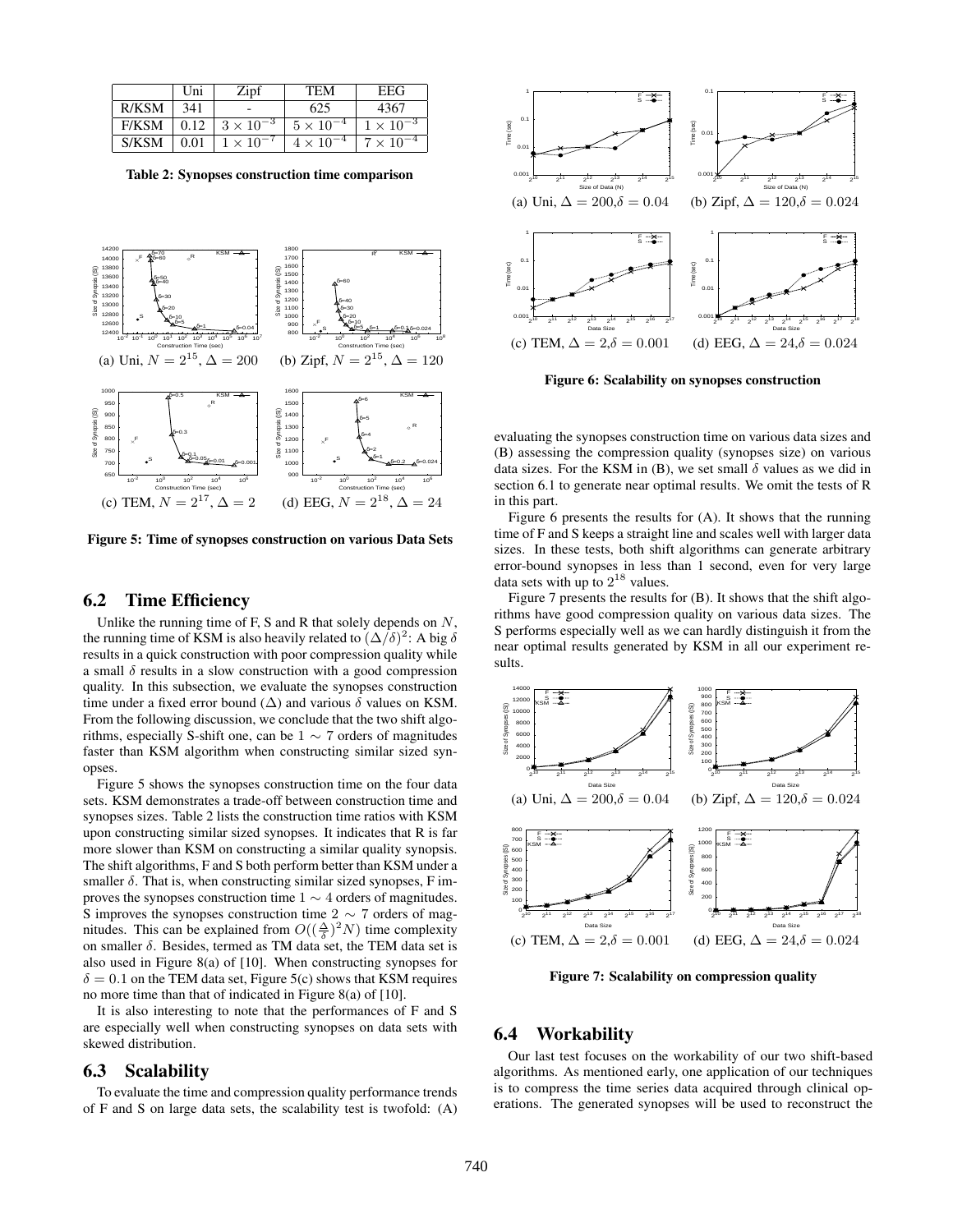|  | Uni | Zipf | TEM | EEG |
|---|---|---|---|---|
| R/KSM | 341 | - | 625 | 4367 |
| F/KSM | 0.12 | $3 \times 10^{-3}$ | $5 \times 10^{-4}$ | $1 \times 10^{-3}$ |
| S/KSM | 0.01 | $1 \times 10^{-7}$ | $4 \times 10^{-4}$ | $7 \times 10^{-4}$ |

**Table 2: Synopses construction time comparison**

(a) Uni, $N = 2^{15}$, $\Delta = 200$ (b) Zipf, $N = 2^{15}$, $\Delta = 120$

(c) TEM, $N = 2^{17}$, $\Delta = 2$ (d) EEG, $N = 2^{18}$, $\Delta = 24$

**Figure 5: Time of synopses construction on various Data Sets**

## 6.2 Time Efficiency

Unlike the running time of F, S and R that solely depends on $N$, the running time of KSM is also heavily related to $(\Delta/\delta)^2$: A big $\delta$ results in a quick construction with poor compression quality while a small $\delta$ results in a slow construction with a good compression quality. In this subsection, we evaluate the synopses construction time under a fixed error bound ($\Delta$) and various $\delta$ values on KSM. From the following discussion, we conclude that the two shift algorithms, especially S-shift one, can be $1 \sim 7$ orders of magnitudes faster than KSM algorithm when constructing similar sized synopses.

Figure 5 shows the synopses construction time on the four data sets. KSM demonstrates a trade-off between construction time and synopses sizes. Table 2 lists the construction time ratios with KSM upon constructing similar sized synopses. It indicates that R is far more slower than KSM on constructing a similar quality synopsis. The shift algorithms, F and S both perform better than KSM under a smaller $\delta$. That is, when constructing similar sized synopses, F improves the synopses construction time $1 \sim 4$ orders of magnitudes. S improves the synopses construction time $2 \sim 7$ orders of magnitudes. This can be explained from $O((\frac{\Delta}{\delta})^2 N)$ time complexity on smaller $\delta$. Besides, termed as TM data set, the TEM data set is also used in Figure 8(a) of [10]. When constructing synopses for $\delta = 0.1$ on the TEM data set, Figure 5(c) shows that KSM requires no more time than that of indicated in Figure 8(a) of [10].

It is also interesting to note that the performances of F and S are especially well when constructing synopses on data sets with skewed distribution.

## 6.3 Scalability

To evaluate the time and compression quality performance trends of F and S on large data sets, the scalability test is twofold: (A) evaluating the synopses construction time on various data sizes and (B) assessing the compression quality (synopses size) on various data sizes. For the KSM in (B), we set small $\delta$ values as we did in section 6.1 to generate near optimal results. We omit the tests of R in this part.

(a) Uni, $\Delta = 200$,$\delta = 0.04$ (b) Zipf, $\Delta = 120$,$\delta = 0.024$

(c) TEM, $\Delta = 2$,$\delta = 0.001$ (d) EEG, $\Delta = 24$,$\delta = 0.024$

**Figure 6: Scalability on synopses construction**

Figure 6 presents the results for (A). It shows that the running time of F and S keeps a straight line and scales well with larger data sizes. In these tests, both shift algorithms can generate arbitrary error-bound synopses in less than 1 second, even for very large data sets with up to $2^{18}$ values.

Figure 7 presents the results for (B). It shows that the shift algorithms have good compression quality on various data sizes. The S performs especially well as we can hardly distinguish it from the near optimal results generated by KSM in all our experiment results.

(a) Uni, $\Delta = 200$,$\delta = 0.04$ (b) Zipf, $\Delta = 120$,$\delta = 0.024$

(c) TEM, $\Delta = 2$,$\delta = 0.001$ (d) EEG, $\Delta = 24$,$\delta = 0.024$

**Figure 7: Scalability on compression quality**

## 6.4 Workability

Our last test focuses on the workability of our two shift-based algorithms. As mentioned early, one application of our techniques is to compress the time series data acquired through clinical operations. The generated synopses will be used to reconstruct the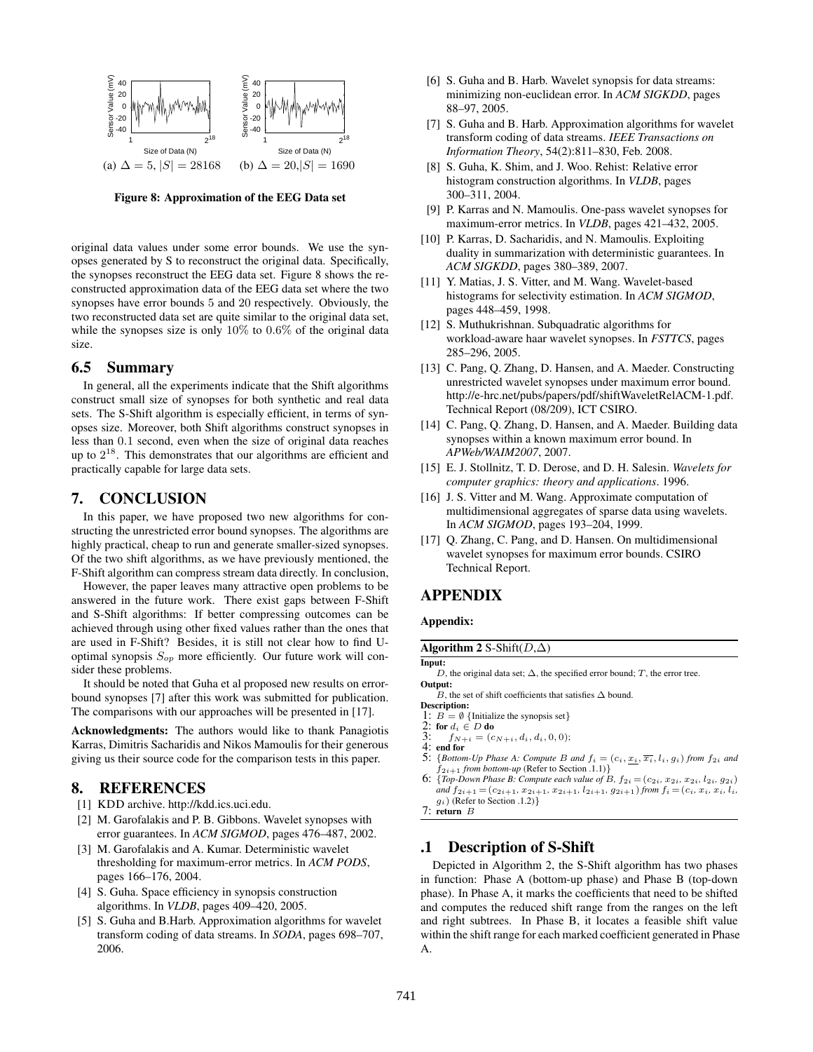(a) $\Delta = 5$, $|S| = 28168$ (b) $\Delta = 20$,$|S| = 1690$

**Figure 8: Approximation of the EEG Data set**

original data values under some error bounds. We use the synopses generated by S to reconstruct the original data. Specifically, the synopses reconstruct the EEG data set. Figure 8 shows the reconstructed approximation data of the EEG data set where the two synopses have error bounds 5 and 20 respectively. Obviously, the two reconstructed data set are quite similar to the original data set, while the synopses size is only 10% to 0.6% of the original data size.

## 6.5 Summary

In general, all the experiments indicate that the Shift algorithms construct small size of synopses for both synthetic and real data sets. The S-Shift algorithm is especially efficient, in terms of synopses size. Moreover, both Shift algorithms construct synopses in less than 0.1 second, even when the size of original data reaches up to $2^{18}$. This demonstrates that our algorithms are efficient and practically capable for large data sets.

# 7. CONCLUSION

In this paper, we have proposed two new algorithms for constructing the unrestricted error bound synopses. The algorithms are highly practical, cheap to run and generate smaller-sized synopses. Of the two shift algorithms, as we have previously mentioned, the F-Shift algorithm can compress stream data directly. In conclusion,

However, the paper leaves many attractive open problems to be answered in the future work. There exist gaps between F-Shift and S-Shift algorithms: If better compressing outcomes can be achieved through using other fixed values rather than the ones that are used in F-Shift? Besides, it is still not clear how to find U-optimal synopsis $S_{op}$ more efficiently. Our future work will consider these problems.

It should be noted that Guha et al proposed new results on error-bound synopses [7] after this work was submitted for publication. The comparisons with our approaches will be presented in [17].

**Acknowledgments:** The authors would like to thank Panagiotis Karras, Dimitris Sacharidis and Nikos Mamoulis for their generous giving us their source code for the comparison tests in this paper.

# 8. REFERENCES

[1] KDD archive. http://kdd.ics.uci.edu.

[2] M. Garofalakis and P. B. Gibbons. Wavelet synopses with error guarantees. In *ACM SIGMOD*, pages 476–487, 2002.

[3] M. Garofalakis and A. Kumar. Deterministic wavelet thresholding for maximum-error metrics. In *ACM PODS*, pages 166–176, 2004.

[4] S. Guha. Space efficiency in synopsis construction algorithms. In *VLDB*, pages 409–420, 2005.

[5] S. Guha and B.Harb. Approximation algorithms for wavelet transform coding of data streams. In *SODA*, pages 698–707, 2006.

[6] S. Guha and B. Harb. Wavelet synopsis for data streams: minimizing non-euclidean error. In *ACM SIGKDD*, pages 88–97, 2005.

[7] S. Guha and B. Harb. Approximation algorithms for wavelet transform coding of data streams. *IEEE Transactions on Information Theory*, 54(2):811–830, Feb. 2008.

[8] S. Guha, K. Shim, and J. Woo. Rehist: Relative error histogram construction algorithms. In *VLDB*, pages 300–311, 2004.

[9] P. Karras and N. Mamoulis. One-pass wavelet synopses for maximum-error metrics. In *VLDB*, pages 421–432, 2005.

[10] P. Karras, D. Sacharidis, and N. Mamoulis. Exploiting duality in summarization with deterministic guarantees. In *ACM SIGKDD*, pages 380–389, 2007.

[11] Y. Matias, J. S. Vitter, and M. Wang. Wavelet-based histograms for selectivity estimation. In *ACM SIGMOD*, pages 448–459, 1998.

[12] S. Muthukrishnan. Subquadratic algorithms for workload-aware haar wavelet synopses. In *FSTTCS*, pages 285–296, 2005.

[13] C. Pang, Q. Zhang, D. Hansen, and A. Maeder. Constructing unrestricted wavelet synopses under maximum error bound. http://e-hrc.net/pubs/papers/pdf/shiftWaveletRelACM-1.pdf. Technical Report (08/209), ICT CSIRO.

[14] C. Pang, Q. Zhang, D. Hansen, and A. Maeder. Building data synopses within a known maximum error bound. In *APWeb/WAIM2007*, 2007.

[15] E. J. Stollnitz, T. D. Derose, and D. H. Salesin. *Wavelets for computer graphics: theory and applications*. 1996.

[16] J. S. Vitter and M. Wang. Approximate computation of multidimensional aggregates of sparse data using wavelets. In *ACM SIGMOD*, pages 193–204, 1999.

[17] Q. Zhang, C. Pang, and D. Hansen. On multidimensional wavelet synopses for maximum error bounds. CSIRO Technical Report.

# APPENDIX

**Appendix:**

**Algorithm 2** S-Shift($D$,$\Delta$)

**Input:**
$D$, the original data set; $\Delta$, the specified error bound; $T$, the error tree.

**Output:**
$B$, the set of shift coefficients that satisfies $\Delta$ bound.

**Description:**

```
1: B = ∅ {Initialize the synopsis set}
2: for d_i ∈ D do
3:     f_{N+i} = (c_{N+i}, d_i, d_i, 0, 0);
4: end for
5: {Bottom-Up Phase A: Compute B and f_i = (c_i, x_i (lower), x_i (upper), l_i, g_i) from f_{2i} and
   f_{2i+1} from bottom-up (Refer to Section .1.1)}
6: {Top-Down Phase B: Compute each value of B, f_{2i} = (c_{2i}, x_{2i}, x_{2i}, l_{2i}, g_{2i})
   and f_{2i+1} = (c_{2i+1}, x_{2i+1}, x_{2i+1}, l_{2i+1}, g_{2i+1}) from f_i = (c_i, x_i, x_i, l_i,
   g_i) (Refer to Section .1.2)}
7: return B
```

## .1 Description of S-Shift

Depicted in Algorithm 2, the S-Shift algorithm has two phases in function: Phase A (bottom-up phase) and Phase B (top-down phase). In Phase A, it marks the coefficients that need to be shifted and computes the reduced shift range from the ranges on the left and right subtrees. In Phase B, it locates a feasible shift value within the shift range for each marked coefficient generated in Phase A.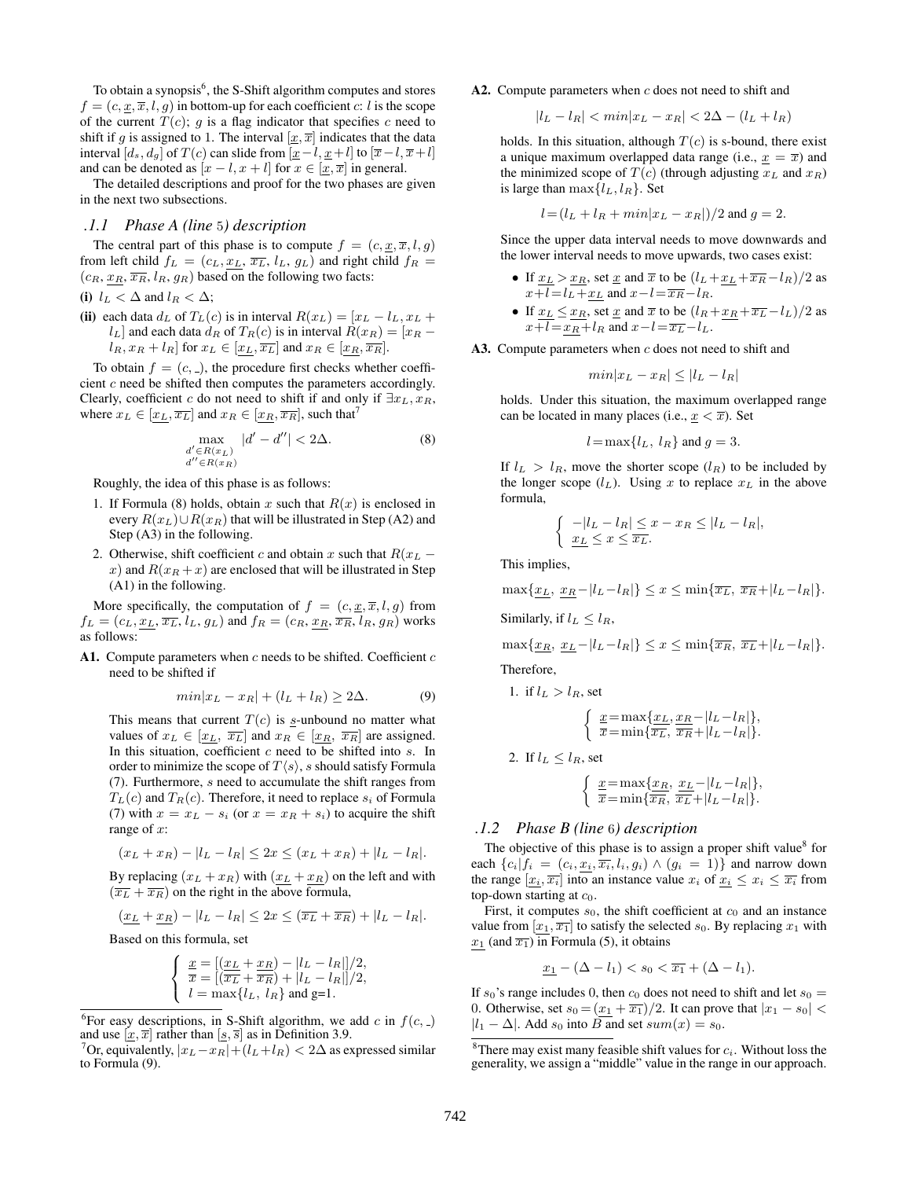To obtain a synopsis[6], the S-Shift algorithm computes and stores $f = (c, \underline{x}, \overline{x}, l, g)$ in bottom-up for each coefficient $c$: $l$ is the scope of the current $T(c)$; $g$ is a flag indicator that specifies $c$ need to shift if $g$ is assigned to 1. The interval $[\underline{x}, \overline{x}]$ indicates that the data interval $[d_s, d_g]$ of $T(c)$ can slide from $[\underline{x}-l, \underline{x}+l]$ to $[\overline{x}-l, \overline{x}+l]$ and can be denoted as $[x-l, x+l]$ for $x \in [\underline{x}, \overline{x}]$ in general.

The detailed descriptions and proof for the two phases are given in the next two subsections.

### .1.1 Phase A (line 5) description

The central part of this phase is to compute $f = (c, \underline{x}, \overline{x}, l, g)$ from left child $f_L = (c_L, \underline{x_L}, \overline{x_L}, l_L, g_L)$ and right child $f_R = (c_R, \underline{x_R}, \overline{x_R}, l_R, g_R)$ based on the following two facts:

**(i)** $l_L < \Delta$ and $l_R < \Delta$;

**(ii)** each data $d_L$ of $T_L(c)$ is in interval $R(x_L) = [x_L - l_L, x_L + l_L]$ and each data $d_R$ of $T_R(c)$ is in interval $R(x_R) = [x_R - l_R, x_R + l_R]$ for $x_L \in [\underline{x_L}, \overline{x_L}]$ and $x_R \in [\underline{x_R}, \overline{x_R}]$.

To obtain $f = (c, \_)$, the procedure first checks whether coefficient $c$ need be shifted then computes the parameters accordingly. Clearly, coefficient $c$ do not need to shift if and only if $\exists x_L, x_R$, where $x_L \in [\underline{x_L}, \overline{x_L}]$ and $x_R \in [\underline{x_R}, \overline{x_R}]$, such that[7]

$$\max_{\substack{d' \in R(x_L) \\ d'' \in R(x_R)}} |d' - d''| < 2\Delta. \tag{8}$$

Roughly, the idea of this phase is as follows:

1. If Formula (8) holds, obtain $x$ such that $R(x)$ is enclosed in every $R(x_L) \cup R(x_R)$ that will be illustrated in Step (A2) and Step (A3) in the following.
2. Otherwise, shift coefficient $c$ and obtain $x$ such that $R(x_L - x)$ and $R(x_R + x)$ are enclosed that will be illustrated in Step (A1) in the following.

More specifically, the computation of $f = (c, \underline{x}, \overline{x}, l, g)$ from $f_L = (c_L, \underline{x_L}, \overline{x_L}, l_L, g_L)$ and $f_R = (c_R, \underline{x_R}, \overline{x_R}, l_R, g_R)$ works as follows:

**A1.** Compute parameters when $c$ needs to be shifted. Coefficient $c$ need to be shifted if

$$min|x_L - x_R| + (l_L + l_R) \geq 2\Delta. \tag{9}$$

This means that current $T(c)$ is $\underline{s}$-unbound no matter what values of $x_L \in [\underline{x_L}, \overline{x_L}]$ and $x_R \in [\underline{x_R}, \overline{x_R}]$ are assigned. In this situation, coefficient $c$ need to be shifted into $s$. In order to minimize the scope of $T\langle s \rangle$, $s$ should satisfy Formula (7). Furthermore, $s$ need to accumulate the shift ranges from $T_L(c)$ and $T_R(c)$. Therefore, it need to replace $s_i$ of Formula (7) with $x = x_L - s_i$ (or $x = x_R + s_i$) to acquire the shift range of $x$:

$$(x_L + x_R) - |l_L - l_R| \leq 2x \leq (x_L + x_R) + |l_L - l_R|.$$

By replacing $(x_L + x_R)$ with $(\underline{x_L} + \underline{x_R})$ on the left and with $(\overline{x_L} + \overline{x_R})$ on the right in the above formula,

$$(\underline{x_L} + \underline{x_R}) - |l_L - l_R| \leq 2x \leq (\overline{x_L} + \overline{x_R}) + |l_L - l_R|.$$

Based on this formula, set

$$\begin{cases} \underline{x} = [(\underline{x_L} + \underline{x_R}) - |l_L - l_R|]/2, \\ \overline{x} = [(\overline{x_L} + \overline{x_R}) + |l_L - l_R|]/2, \\ l = \max\{l_L,\ l_R\} \text{ and g=1.} \end{cases}$$

**A2.** Compute parameters when $c$ does not need to shift and

$$|l_L - l_R| < min|x_L - x_R| < 2\Delta - (l_L + l_R)$$

holds. In this situation, although $T(c)$ is s-bound, there exist a unique maximum overlapped data range (i.e., $\underline{x} = \overline{x}$) and the minimized scope of $T(c)$ (through adjusting $x_L$ and $x_R$) is large than $\max\{l_L, l_R\}$. Set

$$l = (l_L + l_R + min|x_L - x_R|)/2 \text{ and } g = 2.$$

Since the upper data interval needs to move downwards and the lower interval needs to move upwards, two cases exist:

- If $\underline{x_L} > \underline{x_R}$, set $\underline{x}$ and $\overline{x}$ to be $(l_L + \underline{x_L} + \overline{x_R} - l_R)/2$ as $x + l = l_L + \underline{x_L}$ and $x - l = \overline{x_R} - l_R$.
- If $\underline{x_L} \leq \underline{x_R}$, set $\underline{x}$ and $\overline{x}$ to be $(l_R + \underline{x_R} + \overline{x_L} - l_L)/2$ as $x + l = \underline{x_R} + l_R$ and $x - l = \overline{x_L} - l_L$.

**A3.** Compute parameters when $c$ does not need to shift and

$$min|x_L - x_R| \leq |l_L - l_R|$$

holds. Under this situation, the maximum overlapped range can be located in many places (i.e., $\underline{x} < \overline{x}$). Set

$$l = \max\{l_L,\ l_R\} \text{ and } g = 3.$$

If $l_L > l_R$, move the shorter scope ($l_R$) to be included by the longer scope ($l_L$). Using $x$ to replace $x_L$ in the above formula,

$$\begin{cases} -|l_L - l_R| \leq x - x_R \leq |l_L - l_R|, \\ \underline{x_L} \leq x \leq \overline{x_L}. \end{cases}$$

This implies,

$$\max\{\underline{x_L},\ \underline{x_R} - |l_L - l_R|\} \leq x \leq \min\{\overline{x_L},\ \overline{x_R} + |l_L - l_R|\}.$$

Similarly, if $l_L \leq l_R$,

$$\max\{\underline{x_R},\ \underline{x_L} - |l_L - l_R|\} \leq x \leq \min\{\overline{x_R},\ \overline{x_L} + |l_L - l_R|\}.$$

Therefore,

1. if $l_L > l_R$, set

$$\begin{cases} \underline{x} = \max\{\underline{x_L}, \underline{x_R} - |l_L - l_R|\}, \\ \overline{x} = \min\{\overline{x_L},\ \overline{x_R} + |l_L - l_R|\}. \end{cases}$$

2. If $l_L \leq l_R$, set

$$\begin{cases} \underline{x} = \max\{\underline{x_R},\ \underline{x_L} - |l_L - l_R|\}, \\ \overline{x} = \min\{\overline{x_R},\ \overline{x_L} + |l_L - l_R|\}. \end{cases}$$

### .1.2 Phase B (line 6) description

The objective of this phase is to assign a proper shift value[8] for each $\{c_i | f_i = (c_i, \underline{x_i}, \overline{x_i}, l_i, g_i) \wedge (g_i = 1)\}$ and narrow down the range $[\underline{x_i}, \overline{x_i}]$ into an instance value $x_i$ of $\underline{x_i} \leq x_i \leq \overline{x_i}$ from top-down starting at $c_0$.

First, it computes $s_0$, the shift coefficient at $c_0$ and an instance value from $[\underline{x_1}, \overline{x_1}]$ to satisfy the selected $s_0$. By replacing $x_1$ with $\underline{x_1}$ (and $\overline{x_1}$) in Formula (5), it obtains

$$\underline{x_1} - (\Delta - l_1) < s_0 < \overline{x_1} + (\Delta - l_1).$$

If $s_0$'s range includes 0, then $c_0$ does not need to shift and let $s_0 = 0$. Otherwise, set $s_0 = (\underline{x_1} + \overline{x_1})/2$. It can prove that $|x_1 - s_0| < |l_1 - \Delta|$. Add $s_0$ into $B$ and set $sum(x) = s_0$.

---

[6] For easy descriptions, in S-Shift algorithm, we add $c$ in $f(c, \_)$ and use $[\underline{x}, \overline{x}]$ rather than $[\underline{s}, \overline{s}]$ as in Definition 3.9.

[7] Or, equivalently, $|x_L - x_R| + (l_L + l_R) < 2\Delta$ as expressed similar to Formula (9).

[8] There may exist many feasible shift values for $c_i$. Without loss the generality, we assign a "middle" value in the range in our approach.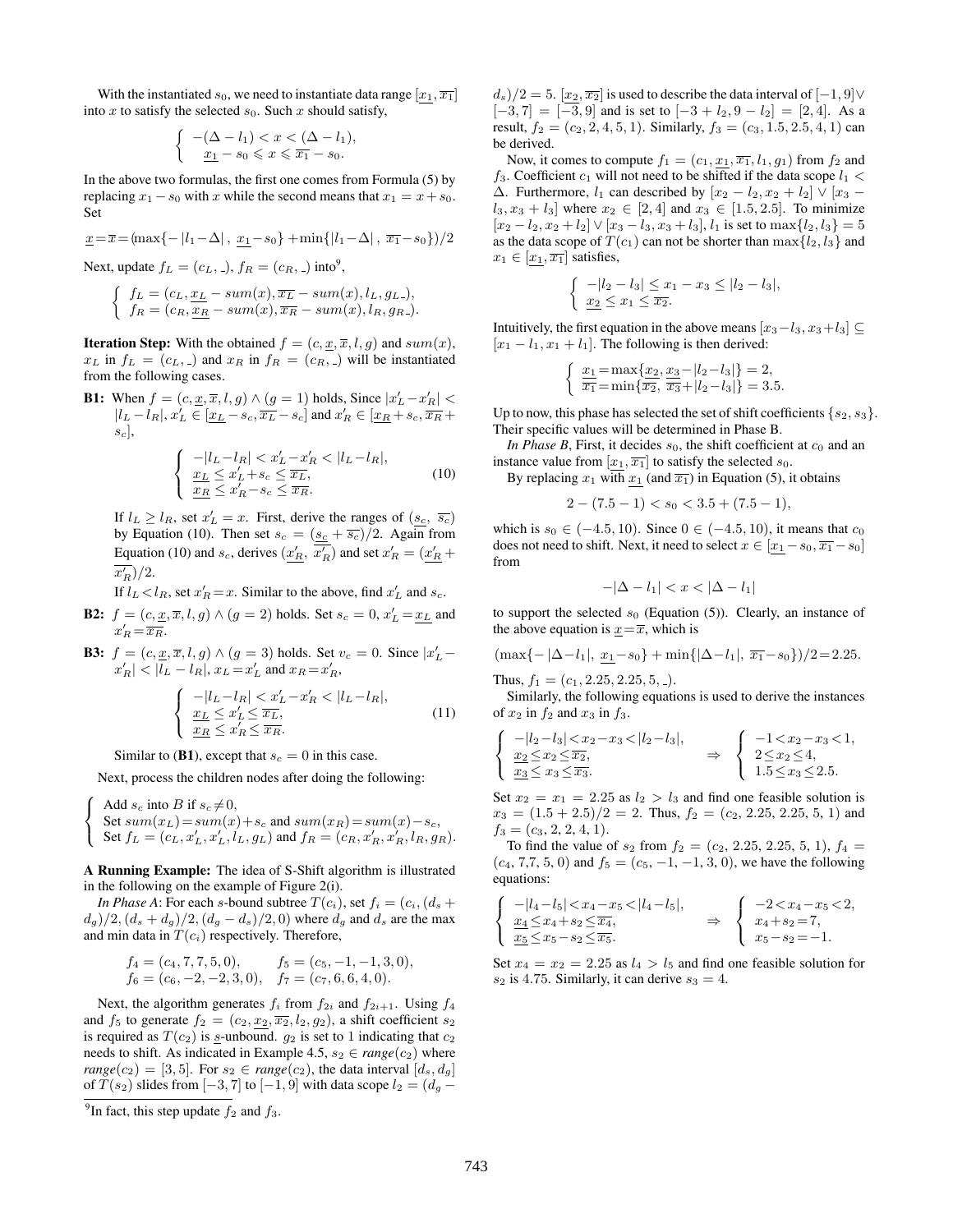With the instantiated $s_0$, we need to instantiate data range $[\underline{x_1}, \overline{x_1}]$ into $x$ to satisfy the selected $s_0$. Such $x$ should satisfy,

$$\begin{cases} -(\Delta - l_1) < x < (\Delta - l_1), \\ \underline{x_1} - s_0 \leqslant x \leqslant \overline{x_1} - s_0. \end{cases}$$

In the above two formulas, the first one comes from Formula (5) by replacing $x_1 - s_0$ with $x$ while the second means that $x_1 = x + s_0$. Set

$$\underline{x} = \overline{x} = (\max\{-|l_1 - \Delta|,\ \underline{x_1} - s_0\} + \min\{|l_1 - \Delta|,\ \overline{x_1} - s_0\})/2$$

Next, update $f_L = (c_L, \_)$, $f_R = (c_R, \_)$ into[9],

$$\begin{cases} f_L = (c_L, \underline{x_L} - sum(x), \overline{x_L} - sum(x), l_L, g_L\_), \\ f_R = (c_R, \underline{x_R} - sum(x), \overline{x_R} - sum(x), l_R, g_R\_). \end{cases}$$

**Iteration Step:** With the obtained $f = (c, \underline{x}, \overline{x}, l, g)$ and $sum(x)$, $x_L$ in $f_L = (c_L, \_)$ and $x_R$ in $f_R = (c_R, \_)$ will be instantiated from the following cases.

**B1:** When $f = (c, \underline{x}, \overline{x}, l, g) \wedge (g = 1)$ holds, Since $|x'_L - x'_R| < |l_L - l_R|$, $x'_L \in [\underline{x_L} - s_c, \overline{x_L} - s_c]$ and $x'_R \in [\underline{x_R} + s_c, \overline{x_R} + s_c]$,

$$\begin{cases} -|l_L - l_R| < x'_L - x'_R < |l_L - l_R|, \\ \underline{x_L} \leq x'_L + s_c \leq \overline{x_L}, \\ \underline{x_R} \leq x'_R - s_c \leq \overline{x_R}. \end{cases} \quad (10)$$

If $l_L \geq l_R$, set $x'_L = x$. First, derive the ranges of $(\underline{s_c},\ \overline{s_c})$ by Equation (10). Then set $s_c = (\underline{s_c} + \overline{s_c})/2$. Again from Equation (10) and $s_c$, derives $(\underline{x'_R},\ \overline{x'_R})$ and set $x'_R = (\underline{x'_R} + \overline{x'_R})/2$.

If $l_L < l_R$, set $x'_R = x$. Similar to the above, find $x'_L$ and $s_c$.

**B2:** $f = (c, \underline{x}, \overline{x}, l, g) \wedge (g = 2)$ holds. Set $s_c = 0$, $x'_L = \underline{x_L}$ and $x'_R = \overline{x_R}$.

**B3:** $f = (c, \underline{x}, \overline{x}, l, g) \wedge (g = 3)$ holds. Set $v_c = 0$. Since $|x'_L - x'_R| < |l_L - l_R|$, $x_L = x'_L$ and $x_R = x'_R$,

$$\begin{cases} -|l_L - l_R| < x'_L - x'_R < |l_L - l_R|, \\ \underline{x_L} \leq x'_L \leq \overline{x_L}, \\ \underline{x_R} \leq x'_R \leq \overline{x_R}. \end{cases} \quad (11)$$

Similar to (**B1**), except that $s_c = 0$ in this case.

Next, process the children nodes after doing the following:

$$\begin{cases} \text{Add } s_c \text{ into } B \text{ if } s_c \neq 0, \\ \text{Set } sum(x_L) = sum(x) + s_c \text{ and } sum(x_R) = sum(x) - s_c, \\ \text{Set } f_L = (c_L, x'_L, x'_L, l_L, g_L) \text{ and } f_R = (c_R, x'_R, x'_R, l_R, g_R). \end{cases}$$

**A Running Example:** The idea of S-Shift algorithm is illustrated in the following on the example of Figure 2(i).

*In Phase A*: For each $s$-bound subtree $T(c_i)$, set $f_i = (c_i, (d_s + d_g)/2, (d_s + d_g)/2, (d_g - d_s)/2, 0)$ where $d_g$ and $d_s$ are the max and min data in $T(c_i)$ respectively. Therefore,

$$f_4 = (c_4, 7, 7, 5, 0), \qquad f_5 = (c_5, -1, -1, 3, 0),$$
$$f_6 = (c_6, -2, -2, 3, 0), \quad f_7 = (c_7, 6, 6, 4, 0).$$

Next, the algorithm generates $f_i$ from $f_{2i}$ and $f_{2i+1}$. Using $f_4$ and $f_5$ to generate $f_2 = (c_2, \underline{x_2}, \overline{x_2}, l_2, g_2)$, a shift coefficient $s_2$ is required as $T(c_2)$ is $\underline{s}$-unbound. $g_2$ is set to 1 indicating that $c_2$ needs to shift. As indicated in Example 4.5, $s_2 \in$ *range*$(c_2)$ where *range*$(c_2) = [3, 5]$. For $s_2 \in$ *range*$(c_2)$, the data interval $[d_s, d_g]$ of $T(s_2)$ slides from $[-3, 7]$ to $[-1, 9]$ with data scope $l_2 = (d_g - d_s)/2 = 5$. $[\underline{x_2}, \overline{x_2}]$ is used to describe the data interval of $[-1, 9] \vee [-3, 7] = [-3, 9]$ and is set to $[-3 + l_2, 9 - l_2] = [2, 4]$. As a result, $f_2 = (c_2, 2, 4, 5, 1)$. Similarly, $f_3 = (c_3, 1.5, 2.5, 4, 1)$ can be derived.

Now, it comes to compute $f_1 = (c_1, \underline{x_1}, \overline{x_1}, l_1, g_1)$ from $f_2$ and $f_3$. Coefficient $c_1$ will not need to be shifted if the data scope $l_1 < \Delta$. Furthermore, $l_1$ can described by $[x_2 - l_2, x_2 + l_2] \vee [x_3 - l_3, x_3 + l_3]$ where $x_2 \in [2, 4]$ and $x_3 \in [1.5, 2.5]$. To minimize $[x_2 - l_2, x_2 + l_2] \vee [x_3 - l_3, x_3 + l_3]$, $l_1$ is set to $\max\{l_2, l_3\} = 5$ as the data scope of $T(c_1)$ can not be shorter than $\max\{l_2, l_3\}$ and $x_1 \in [\underline{x_1}, \overline{x_1}]$ satisfies,

$$\begin{cases} -|l_2 - l_3| \leq x_1 - x_3 \leq |l_2 - l_3|, \\ \underline{x_2} \leq x_1 \leq \overline{x_2}. \end{cases}$$

Intuitively, the first equation in the above means $[x_3 - l_3, x_3 + l_3] \subseteq [x_1 - l_1, x_1 + l_1]$. The following is then derived:

$$\begin{cases} \underline{x_1} = \max\{\underline{x_2}, \underline{x_3} - |l_2 - l_3|\} = 2, \\ \overline{x_1} = \min\{\overline{x_2},\ \overline{x_3} + |l_2 - l_3|\} = 3.5. \end{cases}$$

Up to now, this phase has selected the set of shift coefficients $\{s_2, s_3\}$. Their specific values will be determined in Phase B.

*In Phase B*, First, it decides $s_0$, the shift coefficient at $c_0$ and an instance value from $[\underline{x_1}, \overline{x_1}]$ to satisfy the selected $s_0$.

By replacing $x_1$ with $\underline{x_1}$ (and $\overline{x_1}$) in Equation (5), it obtains

$$2 - (7.5 - 1) < s_0 < 3.5 + (7.5 - 1),$$

which is $s_0 \in (-4.5, 10)$. Since $0 \in (-4.5, 10)$, it means that $c_0$ does not need to shift. Next, it need to select $x \in [\underline{x_1} - s_0, \overline{x_1} - s_0]$ from

$$-|\Delta - l_1| < x < |\Delta - l_1|$$

to support the selected $s_0$ (Equation (5)). Clearly, an instance of the above equation is $\underline{x} = \overline{x}$, which is

$$(\max\{-|\Delta - l_1|,\ \underline{x_1} - s_0\} + \min\{|\Delta - l_1|,\ \overline{x_1} - s_0\})/2 = 2.25.$$

Thus, $f_1 = (c_1, 2.25, 2.25, 5, \_)$.

Similarly, the following equations is used to derive the instances of $x_2$ in $f_2$ and $x_3$ in $f_3$.

$$\begin{cases} -|l_2 - l_3| < x_2 - x_3 < |l_2 - l_3|, \\ \underline{x_2} \leq x_2 \leq \overline{x_2}, \\ \underline{x_3} \leq x_3 \leq \overline{x_3}. \end{cases} \Rightarrow \begin{cases} -1 < x_2 - x_3 < 1, \\ 2 \leq x_2 \leq 4, \\ 1.5 \leq x_3 \leq 2.5. \end{cases}$$

Set $x_2 = x_1 = 2.25$ as $l_2 > l_3$ and find one feasible solution is $x_3 = (1.5 + 2.5)/2 = 2$. Thus, $f_2 = (c_2, 2.25, 2.25, 5, 1)$ and $f_3 = (c_3, 2, 2, 4, 1)$.

To find the value of $s_2$ from $f_2 = (c_2, 2.25, 2.25, 5, 1)$, $f_4 = (c_4, 7, 7, 5, 0)$ and $f_5 = (c_5, -1, -1, 3, 0)$, we have the following equations:

$$\begin{cases} -|l_4 - l_5| < x_4 - x_5 < |l_4 - l_5|, \\ \underline{x_4} \leq x_4 + s_2 \leq \overline{x_4}, \\ \underline{x_5} \leq x_5 - s_2 \leq \overline{x_5}. \end{cases} \Rightarrow \begin{cases} -2 < x_4 - x_5 < 2, \\ x_4 + s_2 = 7, \\ x_5 - s_2 = -1. \end{cases}$$

Set $x_4 = x_2 = 2.25$ as $l_4 > l_5$ and find one feasible solution for $s_2$ is 4.75. Similarly, it can derive $s_3 = 4$.

[9] In fact, this step update $f_2$ and $f_3$.